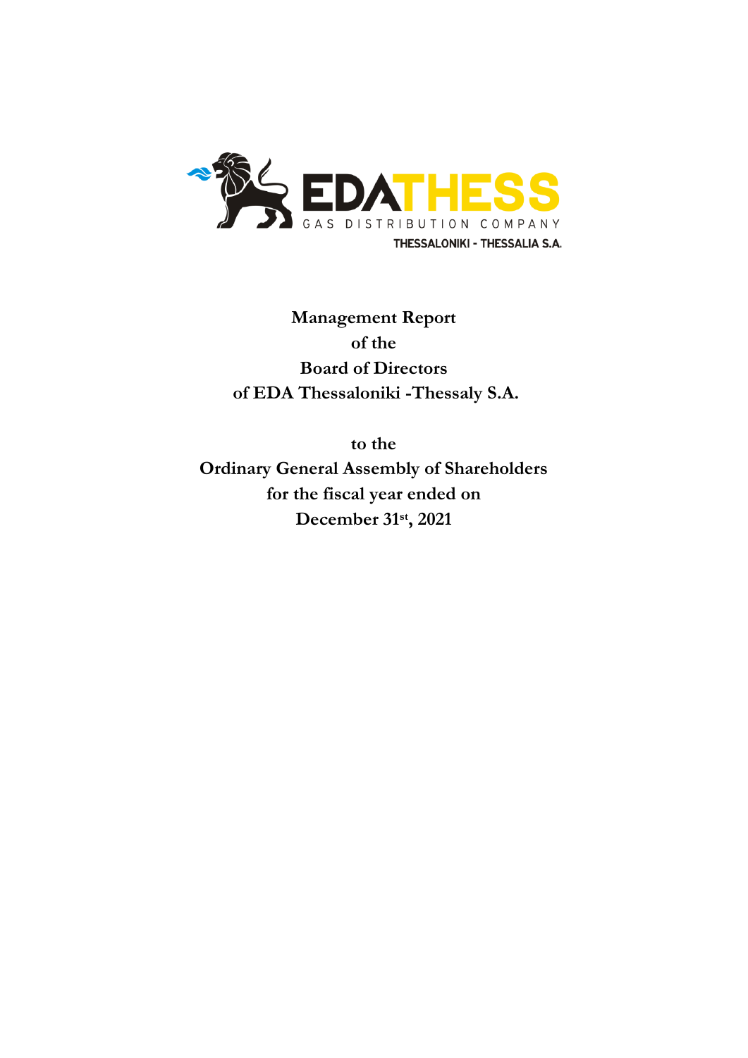EDATHESS

GAS DISTRIBUTION COMPANY

THESSALONIKI - THESSALIA S.A.

# Management Report of the Board of Directors of EDA Thessaloniki -Thessaly S.A.

## to the Ordinary General Assembly of Shareholders for the fiscal year ended on December 31st, 2021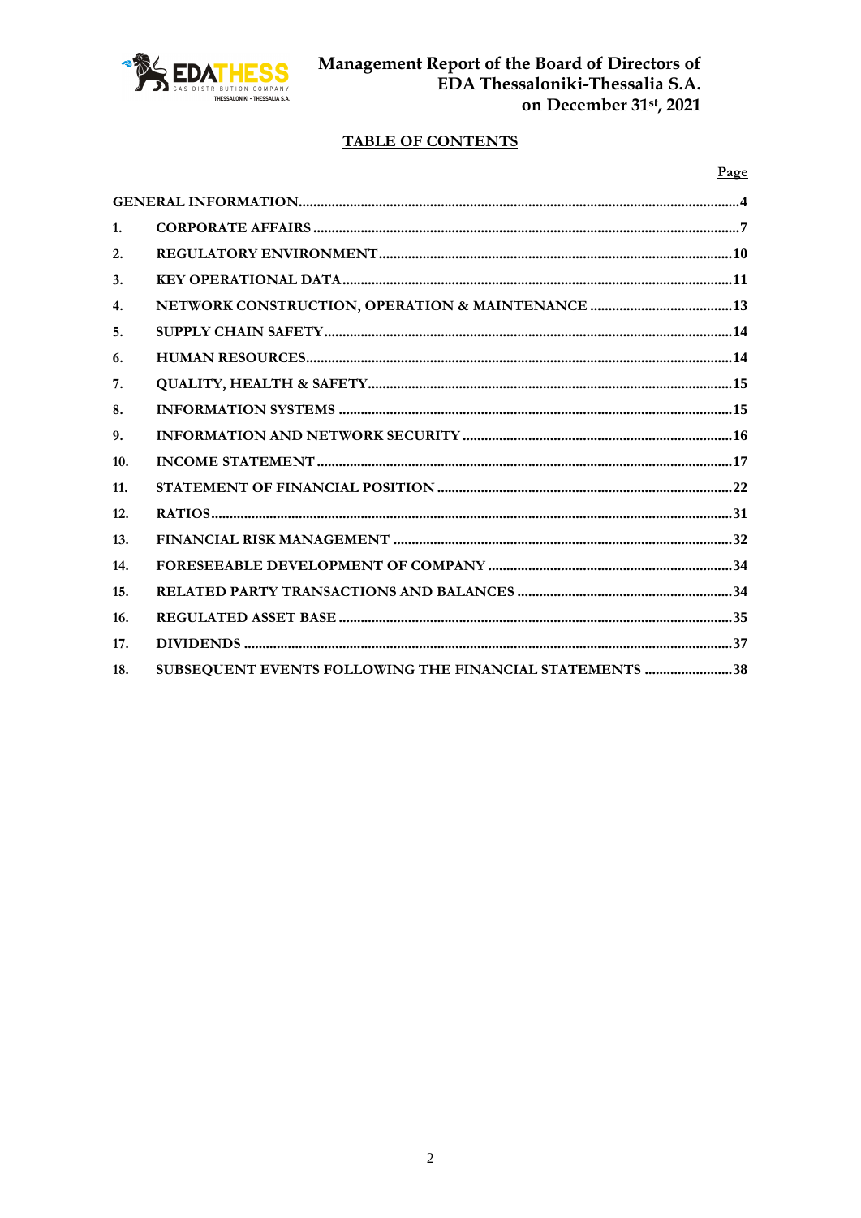# TABLE OF CONTENTS

| | | Page |
|---|---|---|
| GENERAL INFORMATION | | 4 |
| 1. | CORPORATE AFFAIRS | 7 |
| 2. | REGULATORY ENVIRONMENT | 10 |
| 3. | KEY OPERATIONAL DATA | 11 |
| 4. | NETWORK CONSTRUCTION, OPERATION & MAINTENANCE | 13 |
| 5. | SUPPLY CHAIN SAFETY | 14 |
| 6. | HUMAN RESOURCES | 14 |
| 7. | QUALITY, HEALTH & SAFETY | 15 |
| 8. | INFORMATION SYSTEMS | 15 |
| 9. | INFORMATION AND NETWORK SECURITY | 16 |
| 10. | INCOME STATEMENT | 17 |
| 11. | STATEMENT OF FINANCIAL POSITION | 22 |
| 12. | RATIOS | 31 |
| 13. | FINANCIAL RISK MANAGEMENT | 32 |
| 14. | FORESEEABLE DEVELOPMENT OF COMPANY | 34 |
| 15. | RELATED PARTY TRANSACTIONS AND BALANCES | 34 |
| 16. | REGULATED ASSET BASE | 35 |
| 17. | DIVIDENDS | 37 |
| 18. | SUBSEQUENT EVENTS FOLLOWING THE FINANCIAL STATEMENTS | 38 |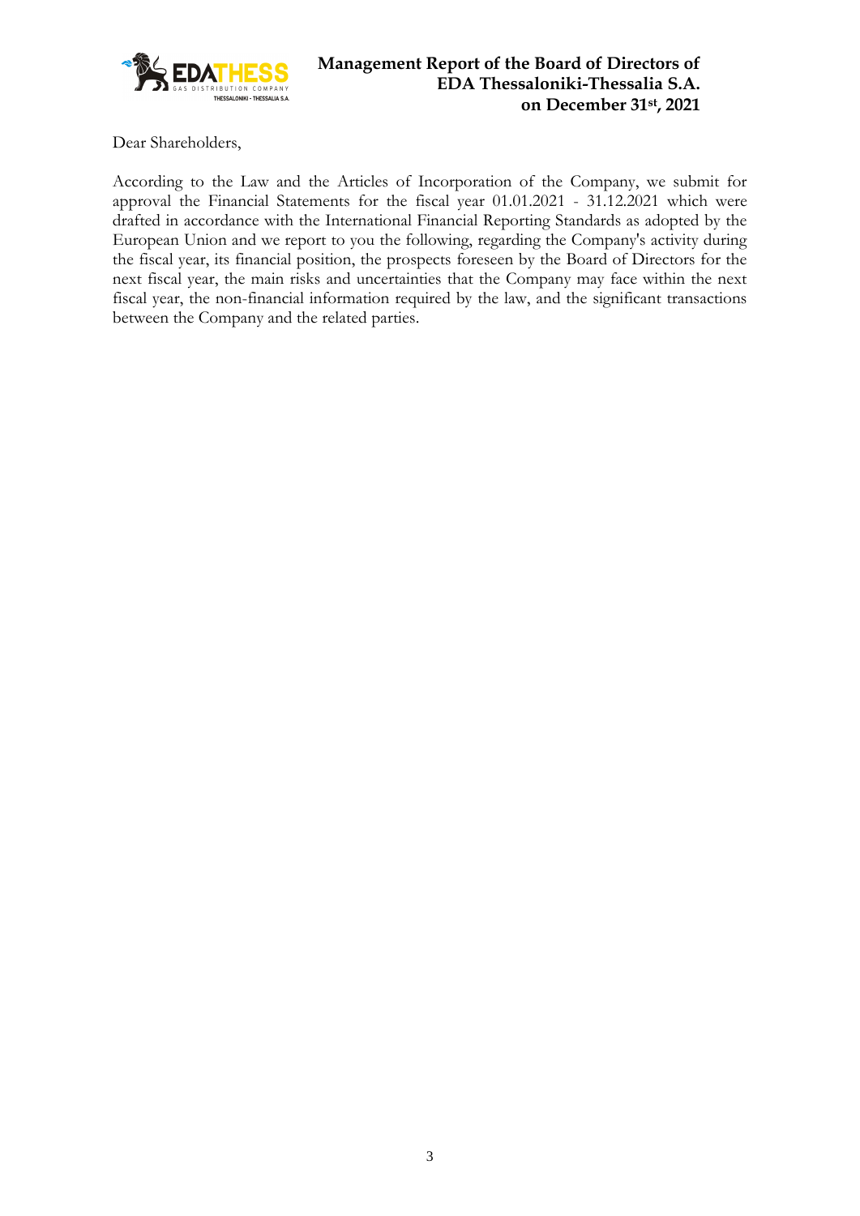# Management Report of the Board of Directors of EDA Thessaloniki-Thessalia S.A. on December 31st, 2021

Dear Shareholders,

According to the Law and the Articles of Incorporation of the Company, we submit for approval the Financial Statements for the fiscal year 01.01.2021 - 31.12.2021 which were drafted in accordance with the International Financial Reporting Standards as adopted by the European Union and we report to you the following, regarding the Company's activity during the fiscal year, its financial position, the prospects foreseen by the Board of Directors for the next fiscal year, the main risks and uncertainties that the Company may face within the next fiscal year, the non-financial information required by the law, and the significant transactions between the Company and the related parties.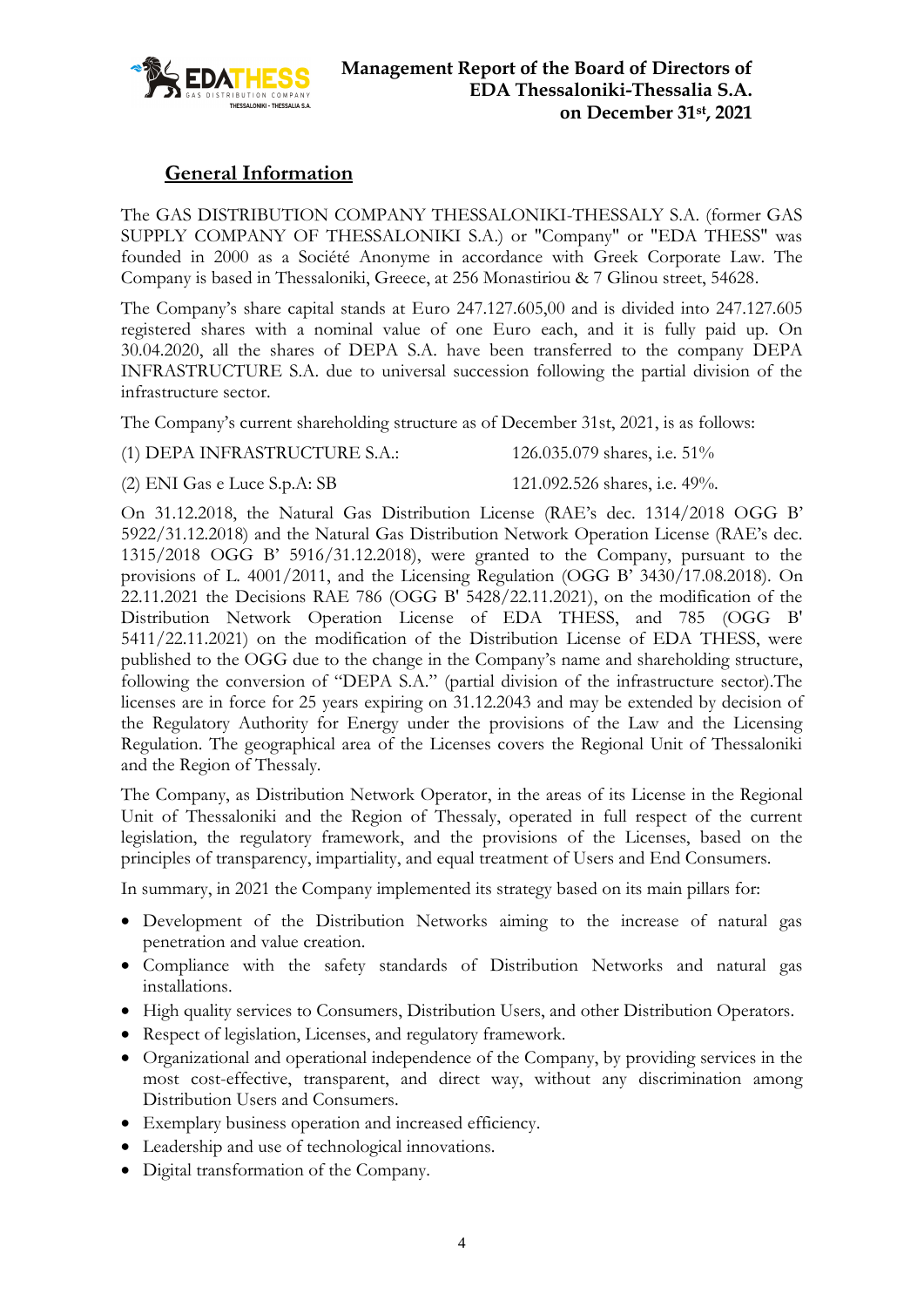## General Information

The GAS DISTRIBUTION COMPANY THESSALONIKI-THESSALY S.A. (former GAS SUPPLY COMPANY OF THESSALONIKI S.A.) or "Company" or "EDA THESS" was founded in 2000 as a Société Anonyme in accordance with Greek Corporate Law. The Company is based in Thessaloniki, Greece, at 256 Monastiriou & 7 Glinou street, 54628.

The Company's share capital stands at Euro 247.127.605,00 and is divided into 247.127.605 registered shares with a nominal value of one Euro each, and it is fully paid up. On 30.04.2020, all the shares of DEPA S.A. have been transferred to the company DEPA INFRASTRUCTURE S.A. due to universal succession following the partial division of the infrastructure sector.

The Company's current shareholding structure as of December 31st, 2021, is as follows:

| | |
|---|---|
| (1) DEPA INFRASTRUCTURE S.A.: | 126.035.079 shares, i.e. 51% |
| (2) ENI Gas e Luce S.p.A: SB | 121.092.526 shares, i.e. 49%. |

On 31.12.2018, the Natural Gas Distribution License (RAE's dec. 1314/2018 OGG B' 5922/31.12.2018) and the Natural Gas Distribution Network Operation License (RAE's dec. 1315/2018 OGG B' 5916/31.12.2018), were granted to the Company, pursuant to the provisions of L. 4001/2011, and the Licensing Regulation (OGG B' 3430/17.08.2018). On 22.11.2021 the Decisions RAE 786 (OGG B' 5428/22.11.2021), on the modification of the Distribution Network Operation License of EDA THESS, and 785 (OGG B' 5411/22.11.2021) on the modification of the Distribution License of EDA THESS, were published to the OGG due to the change in the Company's name and shareholding structure, following the conversion of "DEPA S.A." (partial division of the infrastructure sector).The licenses are in force for 25 years expiring on 31.12.2043 and may be extended by decision of the Regulatory Authority for Energy under the provisions of the Law and the Licensing Regulation. The geographical area of the Licenses covers the Regional Unit of Thessaloniki and the Region of Thessaly.

The Company, as Distribution Network Operator, in the areas of its License in the Regional Unit of Thessaloniki and the Region of Thessaly, operated in full respect of the current legislation, the regulatory framework, and the provisions of the Licenses, based on the principles of transparency, impartiality, and equal treatment of Users and End Consumers.

In summary, in 2021 the Company implemented its strategy based on its main pillars for:

- Development of the Distribution Networks aiming to the increase of natural gas penetration and value creation.
- Compliance with the safety standards of Distribution Networks and natural gas installations.
- High quality services to Consumers, Distribution Users, and other Distribution Operators.
- Respect of legislation, Licenses, and regulatory framework.
- Organizational and operational independence of the Company, by providing services in the most cost-effective, transparent, and direct way, without any discrimination among Distribution Users and Consumers.
- Exemplary business operation and increased efficiency.
- Leadership and use of technological innovations.
- Digital transformation of the Company.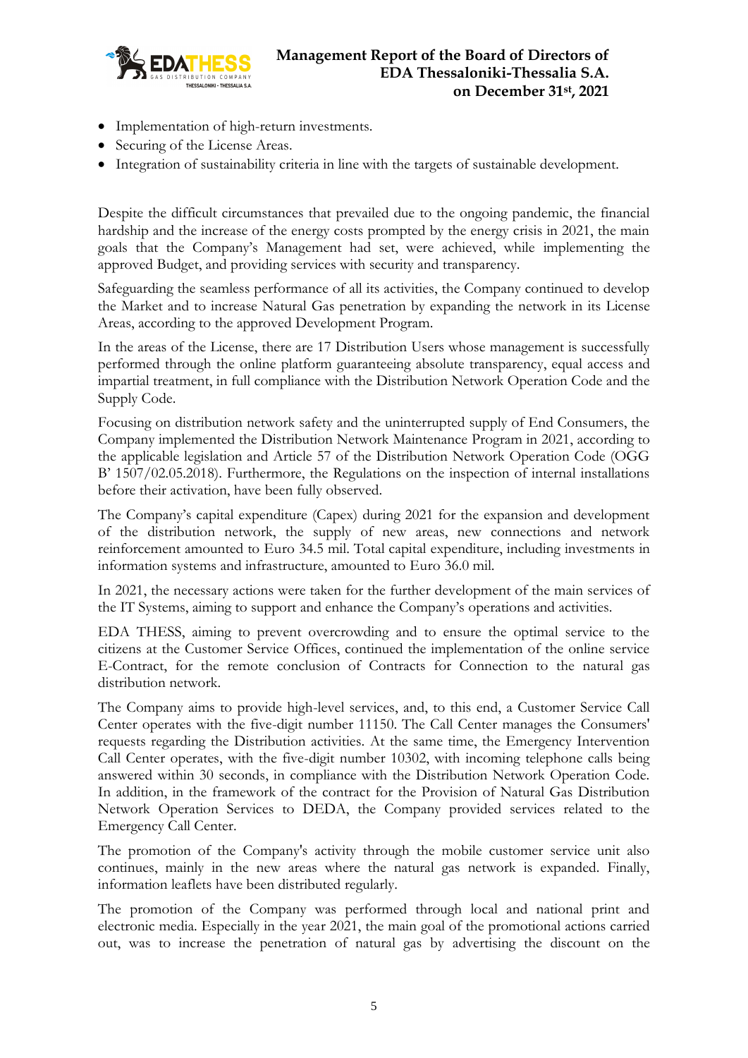- Implementation of high-return investments.
- Securing of the License Areas.
- Integration of sustainability criteria in line with the targets of sustainable development.

Despite the difficult circumstances that prevailed due to the ongoing pandemic, the financial hardship and the increase of the energy costs prompted by the energy crisis in 2021, the main goals that the Company's Management had set, were achieved, while implementing the approved Budget, and providing services with security and transparency.

Safeguarding the seamless performance of all its activities, the Company continued to develop the Market and to increase Natural Gas penetration by expanding the network in its License Areas, according to the approved Development Program.

In the areas of the License, there are 17 Distribution Users whose management is successfully performed through the online platform guaranteeing absolute transparency, equal access and impartial treatment, in full compliance with the Distribution Network Operation Code and the Supply Code.

Focusing on distribution network safety and the uninterrupted supply of End Consumers, the Company implemented the Distribution Network Maintenance Program in 2021, according to the applicable legislation and Article 57 of the Distribution Network Operation Code (OGG B' 1507/02.05.2018). Furthermore, the Regulations on the inspection of internal installations before their activation, have been fully observed.

The Company's capital expenditure (Capex) during 2021 for the expansion and development of the distribution network, the supply of new areas, new connections and network reinforcement amounted to Euro 34.5 mil. Total capital expenditure, including investments in information systems and infrastructure, amounted to Euro 36.0 mil.

In 2021, the necessary actions were taken for the further development of the main services of the IT Systems, aiming to support and enhance the Company's operations and activities.

EDA THESS, aiming to prevent overcrowding and to ensure the optimal service to the citizens at the Customer Service Offices, continued the implementation of the online service E-Contract, for the remote conclusion of Contracts for Connection to the natural gas distribution network.

The Company aims to provide high-level services, and, to this end, a Customer Service Call Center operates with the five-digit number 11150. The Call Center manages the Consumers' requests regarding the Distribution activities. At the same time, the Emergency Intervention Call Center operates, with the five-digit number 10302, with incoming telephone calls being answered within 30 seconds, in compliance with the Distribution Network Operation Code. In addition, in the framework of the contract for the Provision of Natural Gas Distribution Network Operation Services to DEDA, the Company provided services related to the Emergency Call Center.

The promotion of the Company's activity through the mobile customer service unit also continues, mainly in the new areas where the natural gas network is expanded. Finally, information leaflets have been distributed regularly.

The promotion of the Company was performed through local and national print and electronic media. Especially in the year 2021, the main goal of the promotional actions carried out, was to increase the penetration of natural gas by advertising the discount on the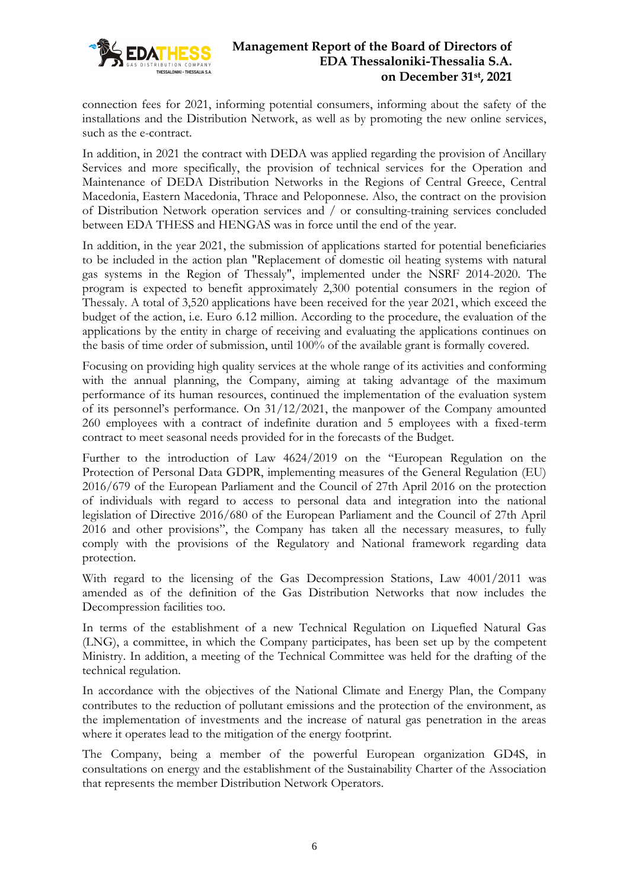connection fees for 2021, informing potential consumers, informing about the safety of the installations and the Distribution Network, as well as by promoting the new online services, such as the e-contract.

In addition, in 2021 the contract with DEDA was applied regarding the provision of Ancillary Services and more specifically, the provision of technical services for the Operation and Maintenance of DEDA Distribution Networks in the Regions of Central Greece, Central Macedonia, Eastern Macedonia, Thrace and Peloponnese. Also, the contract on the provision of Distribution Network operation services and / or consulting-training services concluded between EDA THESS and HENGAS was in force until the end of the year.

In addition, in the year 2021, the submission of applications started for potential beneficiaries to be included in the action plan "Replacement of domestic oil heating systems with natural gas systems in the Region of Thessaly", implemented under the NSRF 2014-2020. The program is expected to benefit approximately 2,300 potential consumers in the region of Thessaly. A total of 3,520 applications have been received for the year 2021, which exceed the budget of the action, i.e. Euro 6.12 million. According to the procedure, the evaluation of the applications by the entity in charge of receiving and evaluating the applications continues on the basis of time order of submission, until 100% of the available grant is formally covered.

Focusing on providing high quality services at the whole range of its activities and conforming with the annual planning, the Company, aiming at taking advantage of the maximum performance of its human resources, continued the implementation of the evaluation system of its personnel's performance. On 31/12/2021, the manpower of the Company amounted 260 employees with a contract of indefinite duration and 5 employees with a fixed-term contract to meet seasonal needs provided for in the forecasts of the Budget.

Further to the introduction of Law 4624/2019 on the "European Regulation on the Protection of Personal Data GDPR, implementing measures of the General Regulation (EU) 2016/679 of the European Parliament and the Council of 27th April 2016 on the protection of individuals with regard to access to personal data and integration into the national legislation of Directive 2016/680 of the European Parliament and the Council of 27th April 2016 and other provisions", the Company has taken all the necessary measures, to fully comply with the provisions of the Regulatory and National framework regarding data protection.

With regard to the licensing of the Gas Decompression Stations, Law 4001/2011 was amended as of the definition of the Gas Distribution Networks that now includes the Decompression facilities too.

In terms of the establishment of a new Technical Regulation on Liquefied Natural Gas (LNG), a committee, in which the Company participates, has been set up by the competent Ministry. In addition, a meeting of the Technical Committee was held for the drafting of the technical regulation.

In accordance with the objectives of the National Climate and Energy Plan, the Company contributes to the reduction of pollutant emissions and the protection of the environment, as the implementation of investments and the increase of natural gas penetration in the areas where it operates lead to the mitigation of the energy footprint.

The Company, being a member of the powerful European organization GD4S, in consultations on energy and the establishment of the Sustainability Charter of the Association that represents the member Distribution Network Operators.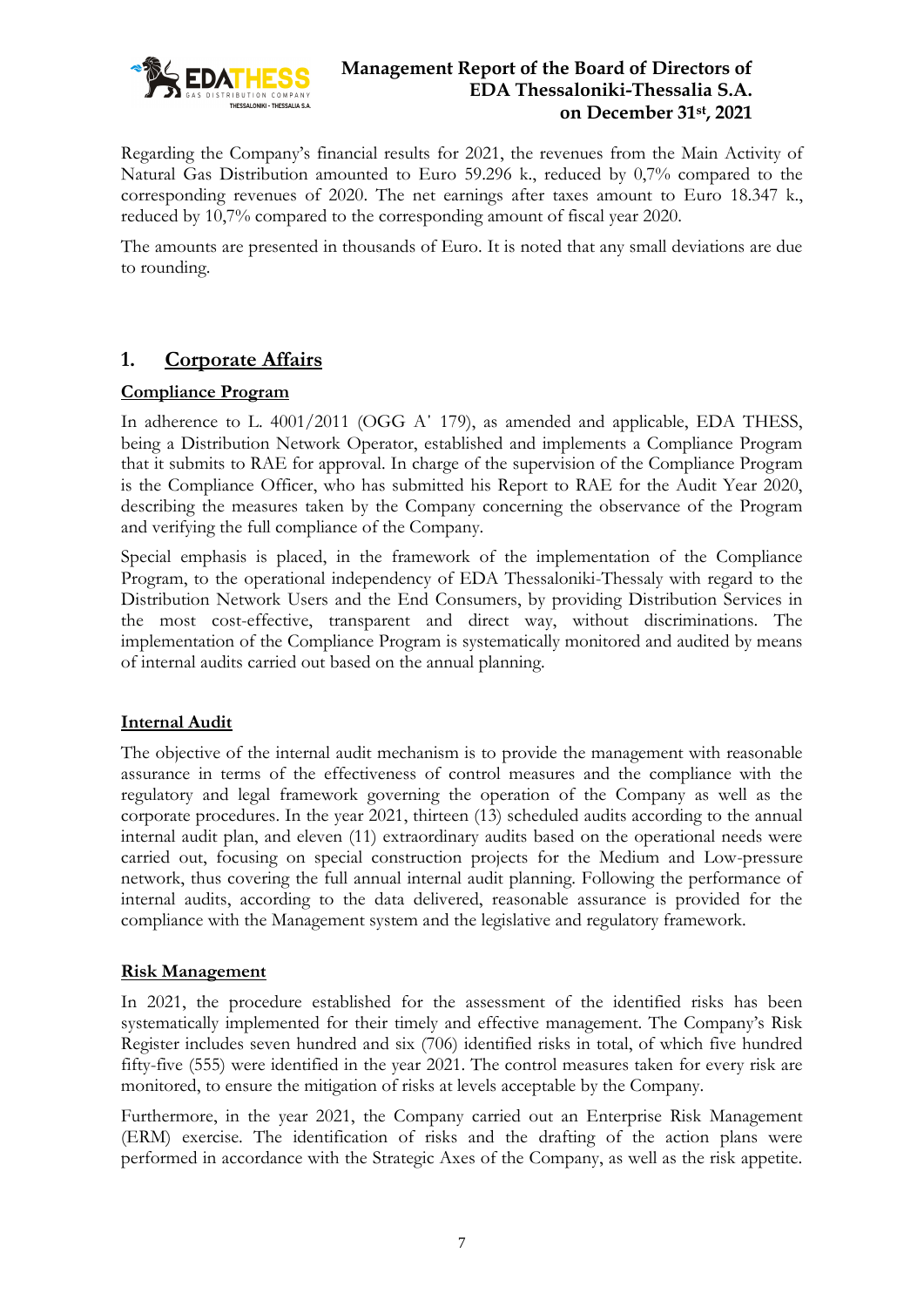Regarding the Company's financial results for 2021, the revenues from the Main Activity of Natural Gas Distribution amounted to Euro 59.296 k., reduced by 0,7% compared to the corresponding revenues of 2020. The net earnings after taxes amount to Euro 18.347 k., reduced by 10,7% compared to the corresponding amount of fiscal year 2020.

The amounts are presented in thousands of Euro. It is noted that any small deviations are due to rounding.

## 1. Corporate Affairs

### Compliance Program

In adherence to L. 4001/2011 (OGG A' 179), as amended and applicable, EDA THESS, being a Distribution Network Operator, established and implements a Compliance Program that it submits to RAE for approval. In charge of the supervision of the Compliance Program is the Compliance Officer, who has submitted his Report to RAE for the Audit Year 2020, describing the measures taken by the Company concerning the observance of the Program and verifying the full compliance of the Company.

Special emphasis is placed, in the framework of the implementation of the Compliance Program, to the operational independency of EDA Thessaloniki-Thessaly with regard to the Distribution Network Users and the End Consumers, by providing Distribution Services in the most cost-effective, transparent and direct way, without discriminations. The implementation of the Compliance Program is systematically monitored and audited by means of internal audits carried out based on the annual planning.

### Internal Audit

The objective of the internal audit mechanism is to provide the management with reasonable assurance in terms of the effectiveness of control measures and the compliance with the regulatory and legal framework governing the operation of the Company as well as the corporate procedures. In the year 2021, thirteen (13) scheduled audits according to the annual internal audit plan, and eleven (11) extraordinary audits based on the operational needs were carried out, focusing on special construction projects for the Medium and Low-pressure network, thus covering the full annual internal audit planning. Following the performance of internal audits, according to the data delivered, reasonable assurance is provided for the compliance with the Management system and the legislative and regulatory framework.

### Risk Management

In 2021, the procedure established for the assessment of the identified risks has been systematically implemented for their timely and effective management. The Company's Risk Register includes seven hundred and six (706) identified risks in total, of which five hundred fifty-five (555) were identified in the year 2021. The control measures taken for every risk are monitored, to ensure the mitigation of risks at levels acceptable by the Company.

Furthermore, in the year 2021, the Company carried out an Enterprise Risk Management (ERM) exercise. The identification of risks and the drafting of the action plans were performed in accordance with the Strategic Axes of the Company, as well as the risk appetite.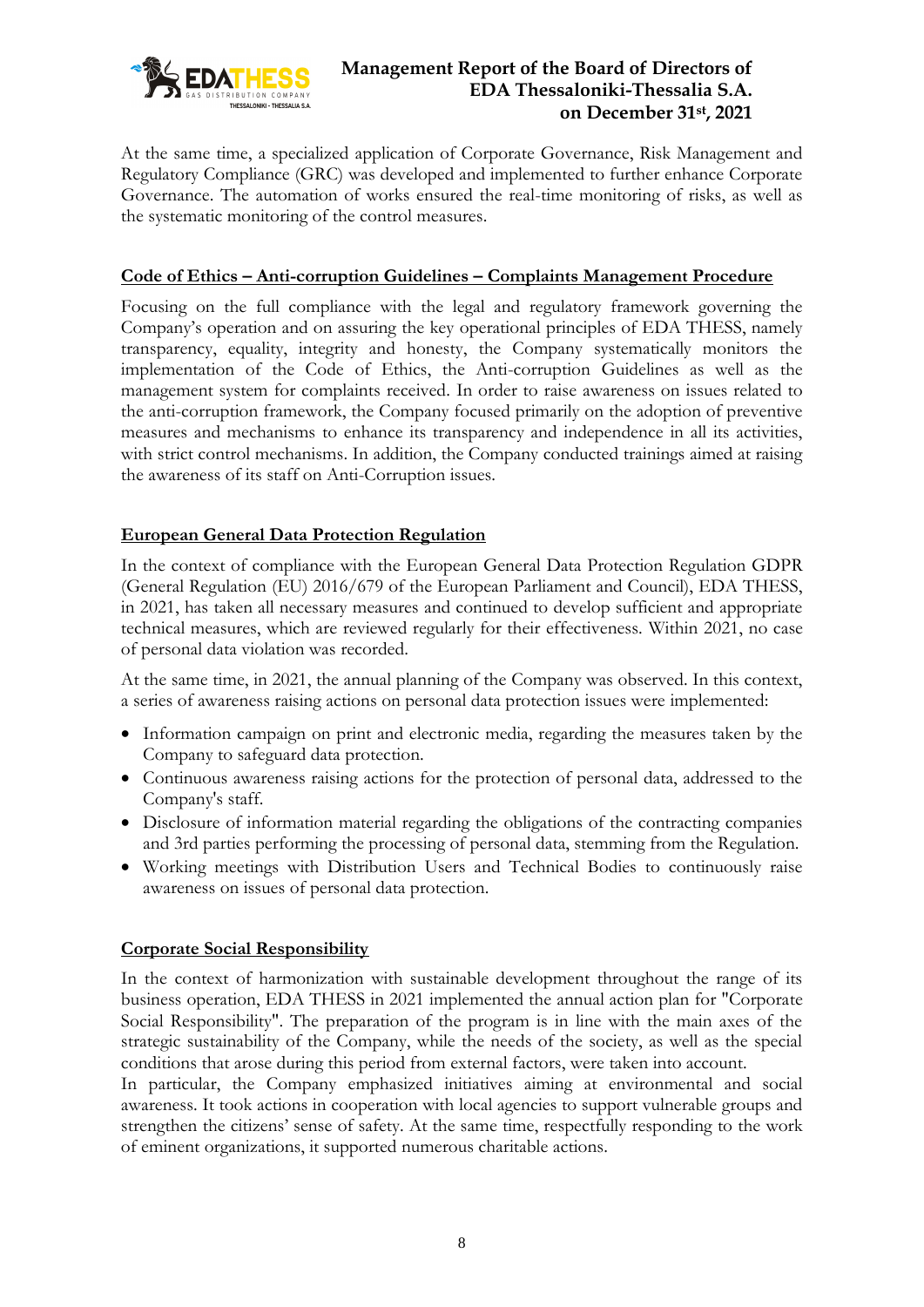At the same time, a specialized application of Corporate Governance, Risk Management and Regulatory Compliance (GRC) was developed and implemented to further enhance Corporate Governance. The automation of works ensured the real-time monitoring of risks, as well as the systematic monitoring of the control measures.

**Code of Ethics – Anti-corruption Guidelines – Complaints Management Procedure**

Focusing on the full compliance with the legal and regulatory framework governing the Company's operation and on assuring the key operational principles of EDA THESS, namely transparency, equality, integrity and honesty, the Company systematically monitors the implementation of the Code of Ethics, the Anti-corruption Guidelines as well as the management system for complaints received. In order to raise awareness on issues related to the anti-corruption framework, the Company focused primarily on the adoption of preventive measures and mechanisms to enhance its transparency and independence in all its activities, with strict control mechanisms. In addition, the Company conducted trainings aimed at raising the awareness of its staff on Anti-Corruption issues.

**European General Data Protection Regulation**

In the context of compliance with the European General Data Protection Regulation GDPR (General Regulation (EU) 2016/679 of the European Parliament and Council), EDA THESS, in 2021, has taken all necessary measures and continued to develop sufficient and appropriate technical measures, which are reviewed regularly for their effectiveness. Within 2021, no case of personal data violation was recorded.

At the same time, in 2021, the annual planning of the Company was observed. In this context, a series of awareness raising actions on personal data protection issues were implemented:

- Information campaign on print and electronic media, regarding the measures taken by the Company to safeguard data protection.
- Continuous awareness raising actions for the protection of personal data, addressed to the Company's staff.
- Disclosure of information material regarding the obligations of the contracting companies and 3rd parties performing the processing of personal data, stemming from the Regulation.
- Working meetings with Distribution Users and Technical Bodies to continuously raise awareness on issues of personal data protection.

**Corporate Social Responsibility**

In the context of harmonization with sustainable development throughout the range of its business operation, EDA THESS in 2021 implemented the annual action plan for "Corporate Social Responsibility". The preparation of the program is in line with the main axes of the strategic sustainability of the Company, while the needs of the society, as well as the special conditions that arose during this period from external factors, were taken into account.

In particular, the Company emphasized initiatives aiming at environmental and social awareness. It took actions in cooperation with local agencies to support vulnerable groups and strengthen the citizens' sense of safety. At the same time, respectfully responding to the work of eminent organizations, it supported numerous charitable actions.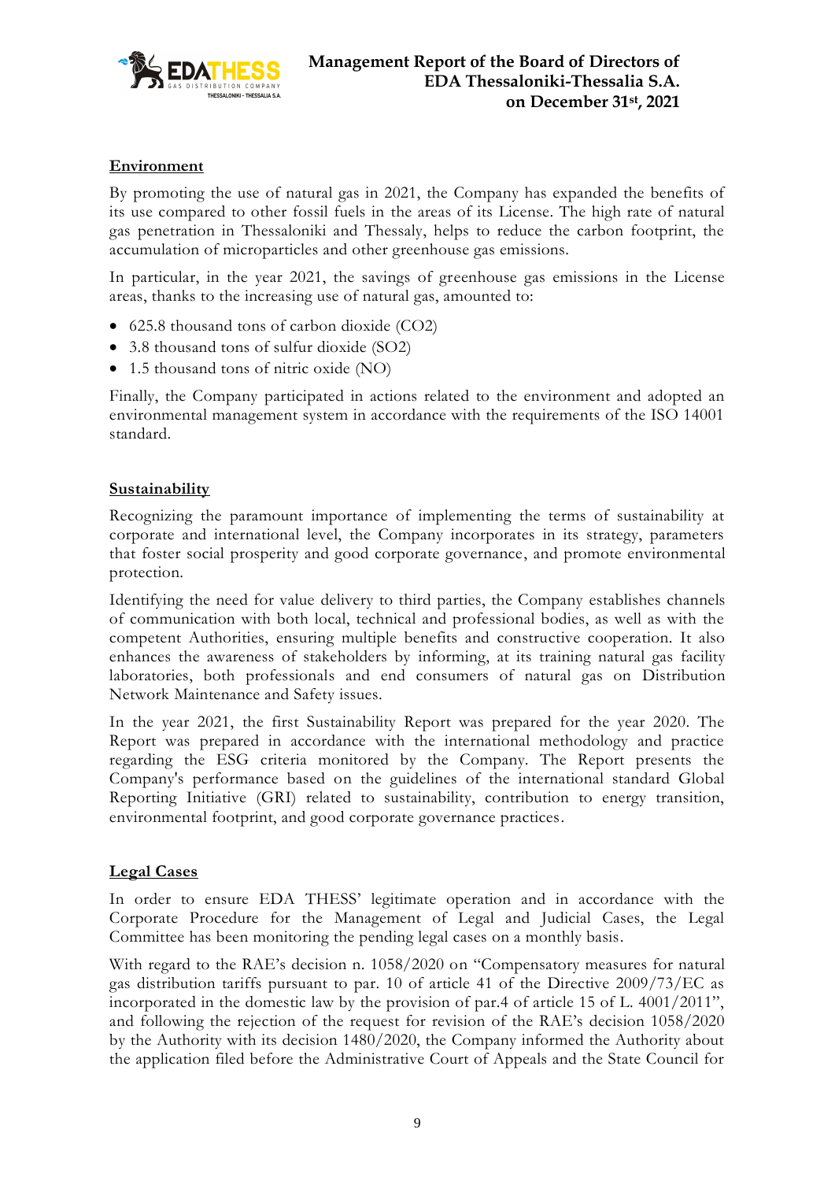## Environment

By promoting the use of natural gas in 2021, the Company has expanded the benefits of its use compared to other fossil fuels in the areas of its License. The high rate of natural gas penetration in Thessaloniki and Thessaly, helps to reduce the carbon footprint, the accumulation of microparticles and other greenhouse gas emissions.

In particular, in the year 2021, the savings of greenhouse gas emissions in the License areas, thanks to the increasing use of natural gas, amounted to:

- 625.8 thousand tons of carbon dioxide ($CO2$)
- 3.8 thousand tons of sulfur dioxide ($SO2$)
- 1.5 thousand tons of nitric oxide ($NO$)

Finally, the Company participated in actions related to the environment and adopted an environmental management system in accordance with the requirements of the ISO 14001 standard.

## Sustainability

Recognizing the paramount importance of implementing the terms of sustainability at corporate and international level, the Company incorporates in its strategy, parameters that foster social prosperity and good corporate governance, and promote environmental protection.

Identifying the need for value delivery to third parties, the Company establishes channels of communication with both local, technical and professional bodies, as well as with the competent Authorities, ensuring multiple benefits and constructive cooperation. It also enhances the awareness of stakeholders by informing, at its training natural gas facility laboratories, both professionals and end consumers of natural gas on Distribution Network Maintenance and Safety issues.

In the year 2021, the first Sustainability Report was prepared for the year 2020. The Report was prepared in accordance with the international methodology and practice regarding the ESG criteria monitored by the Company. The Report presents the Company's performance based on the guidelines of the international standard Global Reporting Initiative (GRI) related to sustainability, contribution to energy transition, environmental footprint, and good corporate governance practices.

## Legal Cases

In order to ensure EDA THESS' legitimate operation and in accordance with the Corporate Procedure for the Management of Legal and Judicial Cases, the Legal Committee has been monitoring the pending legal cases on a monthly basis.

With regard to the RAE's decision n. 1058/2020 on "Compensatory measures for natural gas distribution tariffs pursuant to par. 10 of article 41 of the Directive 2009/73/EC as incorporated in the domestic law by the provision of par.4 of article 15 of L. 4001/2011", and following the rejection of the request for revision of the RAE's decision 1058/2020 by the Authority with its decision 1480/2020, the Company informed the Authority about the application filed before the Administrative Court of Appeals and the State Council for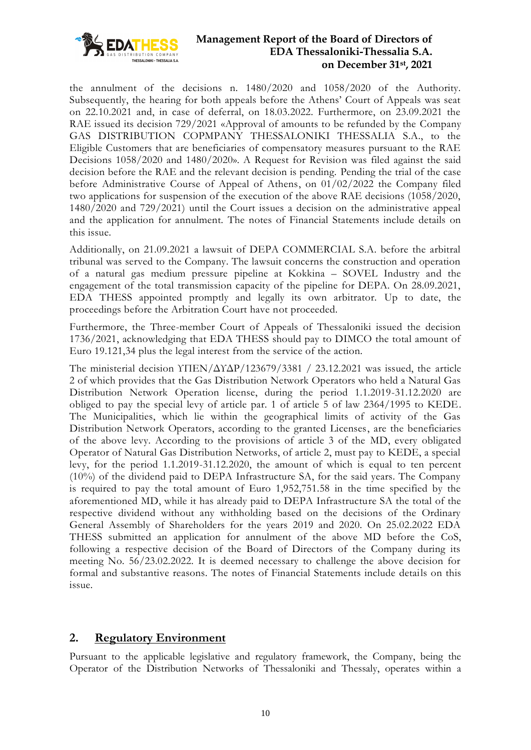the annulment of the decisions n. 1480/2020 and 1058/2020 of the Authority. Subsequently, the hearing for both appeals before the Athens' Court of Appeals was seat on 22.10.2021 and, in case of deferral, on 18.03.2022. Furthermore, on 23.09.2021 the RAE issued its decision 729/2021 «Approval of amounts to be refunded by the Company GAS DISTRIBUTION COPMPANY THESSALONIKI THESSALIA S.A., to the Eligible Customers that are beneficiaries of compensatory measures pursuant to the RAE Decisions 1058/2020 and 1480/2020». A Request for Revision was filed against the said decision before the RAE and the relevant decision is pending. Pending the trial of the case before Administrative Course of Appeal of Athens, on 01/02/2022 the Company filed two applications for suspension of the execution of the above RAE decisions (1058/2020, 1480/2020 and 729/2021) until the Court issues a decision on the administrative appeal and the application for annulment. The notes of Financial Statements include details on this issue.

Additionally, on 21.09.2021 a lawsuit of DEPA COMMERCIAL S.A. before the arbitral tribunal was served to the Company. The lawsuit concerns the construction and operation of a natural gas medium pressure pipeline at Kokkina – SOVEL Industry and the engagement of the total transmission capacity of the pipeline for DEPA. On 28.09.2021, EDA THESS appointed promptly and legally its own arbitrator. Up to date, the proceedings before the Arbitration Court have not proceeded.

Furthermore, the Three-member Court of Appeals of Thessaloniki issued the decision 1736/2021, acknowledging that EDA THESS should pay to DIMCO the total amount of Euro 19.121,34 plus the legal interest from the service of the action.

The ministerial decision ΥΠΕΝ/ΔΥΔΡ/123679/3381 / 23.12.2021 was issued, the article 2 of which provides that the Gas Distribution Network Operators who held a Natural Gas Distribution Network Operation license, during the period 1.1.2019-31.12.2020 are obliged to pay the special levy of article par. 1 of article 5 of law 2364/1995 to KEDE. The Municipalities, which lie within the geographical limits of activity of the Gas Distribution Network Operators, according to the granted Licenses, are the beneficiaries of the above levy. According to the provisions of article 3 of the MD, every obligated Operator of Natural Gas Distribution Networks, of article 2, must pay to KEDE, a special levy, for the period 1.1.2019-31.12.2020, the amount of which is equal to ten percent (10%) of the dividend paid to DEPA Infrastructure SA, for the said years. The Company is required to pay the total amount of Euro 1,952,751.58 in the time specified by the aforementioned MD, while it has already paid to DEPA Infrastructure SA the total of the respective dividend without any withholding based on the decisions of the Ordinary General Assembly of Shareholders for the years 2019 and 2020. On 25.02.2022 EDA THESS submitted an application for annulment of the above MD before the CoS, following a respective decision of the Board of Directors of the Company during its meeting No. 56/23.02.2022. It is deemed necessary to challenge the above decision for formal and substantive reasons. The notes of Financial Statements include details on this issue.

## 2. Regulatory Environment

Pursuant to the applicable legislative and regulatory framework, the Company, being the Operator of the Distribution Networks of Thessaloniki and Thessaly, operates within a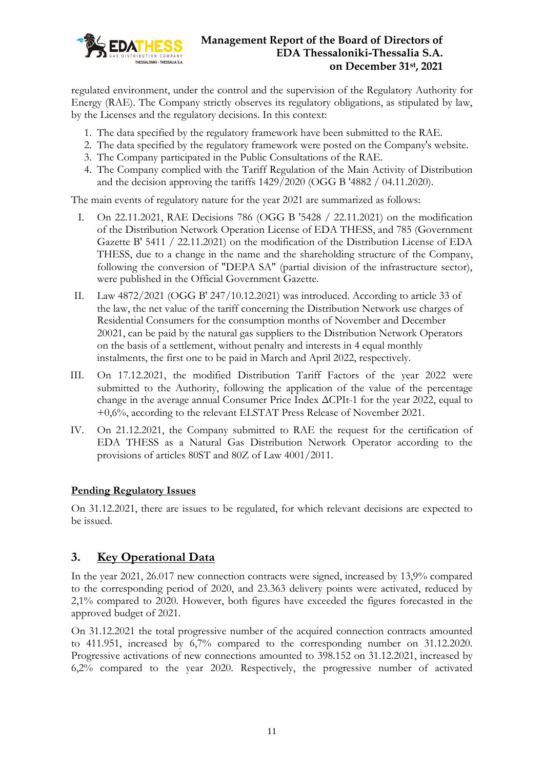regulated environment, under the control and the supervision of the Regulatory Authority for Energy (RAE). The Company strictly observes its regulatory obligations, as stipulated by law, by the Licenses and the regulatory decisions. In this context:

1. The data specified by the regulatory framework have been submitted to the RAE.
2. The data specified by the regulatory framework were posted on the Company's website.
3. The Company participated in the Public Consultations of the RAE.
4. The Company complied with the Tariff Regulation of the Main Activity of Distribution and the decision approving the tariffs 1429/2020 (OGG B '4882 / 04.11.2020).

The main events of regulatory nature for the year 2021 are summarized as follows:

I. On 22.11.2021, RAE Decisions 786 (OGG B '5428 / 22.11.2021) on the modification of the Distribution Network Operation License of EDA THESS, and 785 (Government Gazette B' 5411 / 22.11.2021) on the modification of the Distribution License of EDA THESS, due to a change in the name and the shareholding structure of the Company, following the conversion of "DEPA SA" (partial division of the infrastructure sector), were published in the Official Government Gazette.

II. Law 4872/2021 (OGG B' 247/10.12.2021) was introduced. According to article 33 of the law, the net value of the tariff concerning the Distribution Network use charges of Residential Consumers for the consumption months of November and December 20021, can be paid by the natural gas suppliers to the Distribution Network Operators on the basis of a settlement, without penalty and interests in 4 equal monthly instalments, the first one to be paid in March and April 2022, respectively.

III. On 17.12.2021, the modified Distribution Tariff Factors of the year 2022 were submitted to the Authority, following the application of the value of the percentage change in the average annual Consumer Price Index ΔCPIt-1 for the year 2022, equal to +0,6%, according to the relevant ELSTAT Press Release of November 2021.

IV. On 21.12.2021, the Company submitted to RAE the request for the certification of EDA THESS as a Natural Gas Distribution Network Operator according to the provisions of articles 80ST and 80Z of Law 4001/2011.

**Pending Regulatory Issues**

On 31.12.2021, there are issues to be regulated, for which relevant decisions are expected to be issued.

## 3. Key Operational Data

In the year 2021, 26.017 new connection contracts were signed, increased by 13,9% compared to the corresponding period of 2020, and 23.363 delivery points were activated, reduced by 2,1% compared to 2020. However, both figures have exceeded the figures forecasted in the approved budget of 2021.

On 31.12.2021 the total progressive number of the acquired connection contracts amounted to 411.951, increased by 6,7% compared to the corresponding number on 31.12.2020. Progressive activations of new connections amounted to 398.152 on 31.12.2021, increased by 6,2% compared to the year 2020. Respectively, the progressive number of activated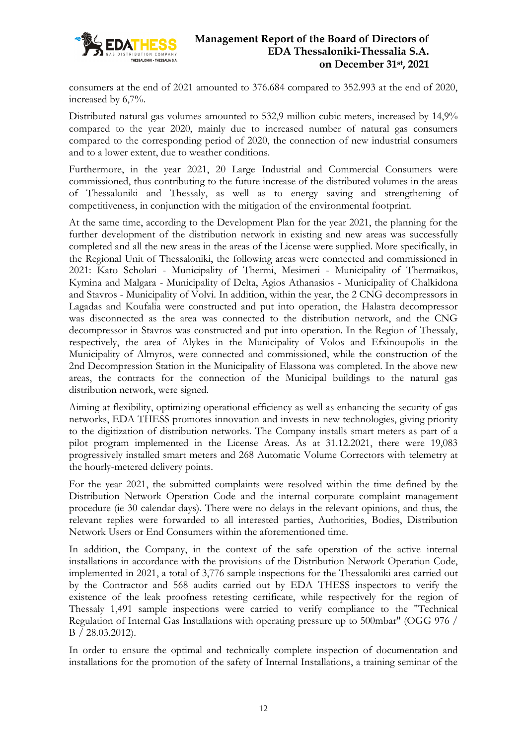consumers at the end of 2021 amounted to 376.684 compared to 352.993 at the end of 2020, increased by 6,7%.

Distributed natural gas volumes amounted to 532,9 million cubic meters, increased by 14,9% compared to the year 2020, mainly due to increased number of natural gas consumers compared to the corresponding period of 2020, the connection of new industrial consumers and to a lower extent, due to weather conditions.

Furthermore, in the year 2021, 20 Large Industrial and Commercial Consumers were commissioned, thus contributing to the future increase of the distributed volumes in the areas of Thessaloniki and Thessaly, as well as to energy saving and strengthening of competitiveness, in conjunction with the mitigation of the environmental footprint.

At the same time, according to the Development Plan for the year 2021, the planning for the further development of the distribution network in existing and new areas was successfully completed and all the new areas in the areas of the License were supplied. More specifically, in the Regional Unit of Thessaloniki, the following areas were connected and commissioned in 2021: Kato Scholari - Municipality of Thermi, Mesimeri - Municipality of Thermaikos, Kymina and Malgara - Municipality of Delta, Agios Athanasios - Municipality of Chalkidona and Stavros - Municipality of Volvi. In addition, within the year, the 2 CNG decompressors in Lagadas and Koufalia were constructed and put into operation, the Halastra decompressor was disconnected as the area was connected to the distribution network, and the CNG decompressor in Stavros was constructed and put into operation. In the Region of Thessaly, respectively, the area of Alykes in the Municipality of Volos and Efxinoupolis in the Municipality of Almyros, were connected and commissioned, while the construction of the 2nd Decompression Station in the Municipality of Elassona was completed. In the above new areas, the contracts for the connection of the Municipal buildings to the natural gas distribution network, were signed.

Aiming at flexibility, optimizing operational efficiency as well as enhancing the security of gas networks, EDA THESS promotes innovation and invests in new technologies, giving priority to the digitization of distribution networks. The Company installs smart meters as part of a pilot program implemented in the License Areas. As at 31.12.2021, there were 19,083 progressively installed smart meters and 268 Automatic Volume Correctors with telemetry at the hourly-metered delivery points.

For the year 2021, the submitted complaints were resolved within the time defined by the Distribution Network Operation Code and the internal corporate complaint management procedure (ie 30 calendar days). There were no delays in the relevant opinions, and thus, the relevant replies were forwarded to all interested parties, Authorities, Bodies, Distribution Network Users or End Consumers within the aforementioned time.

In addition, the Company, in the context of the safe operation of the active internal installations in accordance with the provisions of the Distribution Network Operation Code, implemented in 2021, a total of 3,776 sample inspections for the Thessaloniki area carried out by the Contractor and 568 audits carried out by EDA THESS inspectors to verify the existence of the leak proofness retesting certificate, while respectively for the region of Thessaly 1,491 sample inspections were carried to verify compliance to the "Technical Regulation of Internal Gas Installations with operating pressure up to 500mbar" (OGG 976 / B / 28.03.2012).

In order to ensure the optimal and technically complete inspection of documentation and installations for the promotion of the safety of Internal Installations, a training seminar of the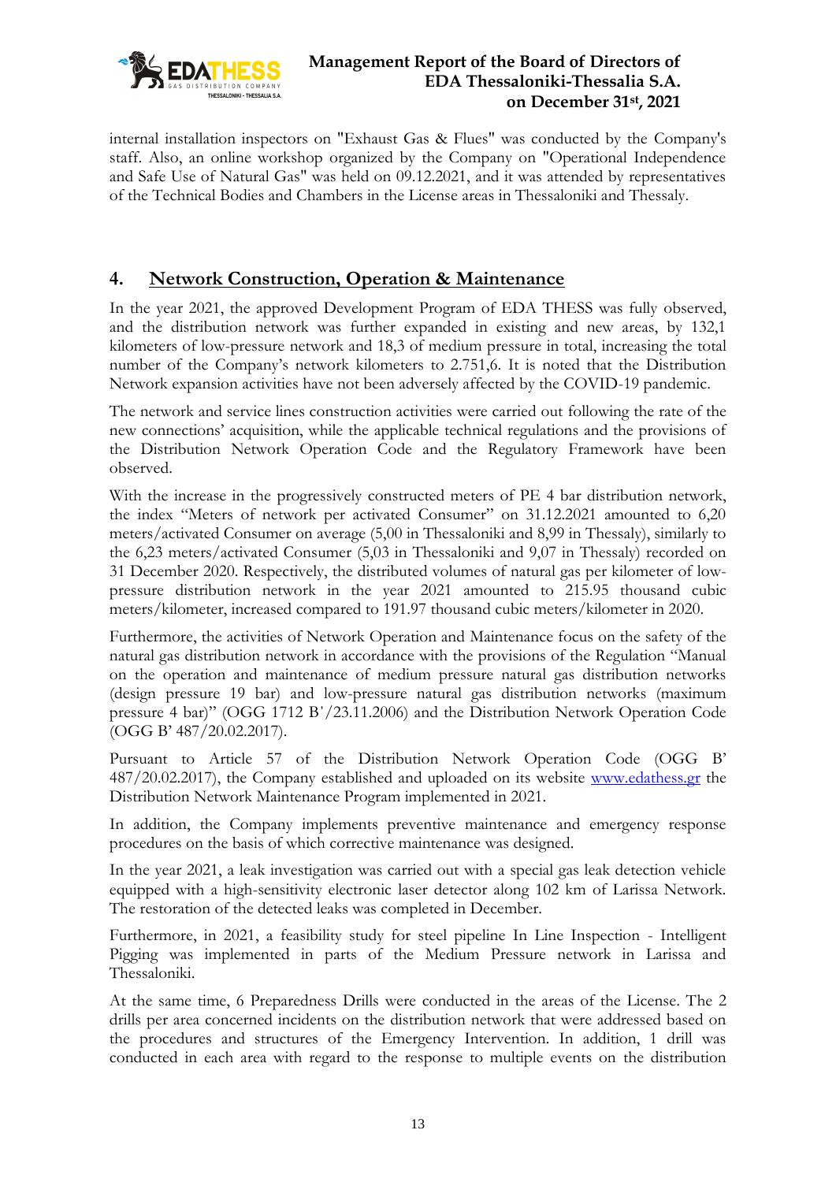internal installation inspectors on "Exhaust Gas & Flues" was conducted by the Company's staff. Also, an online workshop organized by the Company on "Operational Independence and Safe Use of Natural Gas" was held on 09.12.2021, and it was attended by representatives of the Technical Bodies and Chambers in the License areas in Thessaloniki and Thessaly.

## 4. Network Construction, Operation & Maintenance

In the year 2021, the approved Development Program of EDA THESS was fully observed, and the distribution network was further expanded in existing and new areas, by 132,1 kilometers of low-pressure network and 18,3 of medium pressure in total, increasing the total number of the Company's network kilometers to 2.751,6. It is noted that the Distribution Network expansion activities have not been adversely affected by the COVID-19 pandemic.

The network and service lines construction activities were carried out following the rate of the new connections' acquisition, while the applicable technical regulations and the provisions of the Distribution Network Operation Code and the Regulatory Framework have been observed.

With the increase in the progressively constructed meters of PE 4 bar distribution network, the index "Meters of network per activated Consumer" on 31.12.2021 amounted to 6,20 meters/activated Consumer on average (5,00 in Thessaloniki and 8,99 in Thessaly), similarly to the 6,23 meters/activated Consumer (5,03 in Thessaloniki and 9,07 in Thessaly) recorded on 31 December 2020. Respectively, the distributed volumes of natural gas per kilometer of low-pressure distribution network in the year 2021 amounted to 215.95 thousand cubic meters/kilometer, increased compared to 191.97 thousand cubic meters/kilometer in 2020.

Furthermore, the activities of Network Operation and Maintenance focus on the safety of the natural gas distribution network in accordance with the provisions of the Regulation "Manual on the operation and maintenance of medium pressure natural gas distribution networks (design pressure 19 bar) and low-pressure natural gas distribution networks (maximum pressure 4 bar)" (OGG 1712 B'/23.11.2006) and the Distribution Network Operation Code (OGG B' 487/20.02.2017).

Pursuant to Article 57 of the Distribution Network Operation Code (OGG B' 487/20.02.2017), the Company established and uploaded on its website www.edathess.gr the Distribution Network Maintenance Program implemented in 2021.

In addition, the Company implements preventive maintenance and emergency response procedures on the basis of which corrective maintenance was designed.

In the year 2021, a leak investigation was carried out with a special gas leak detection vehicle equipped with a high-sensitivity electronic laser detector along 102 km of Larissa Network. The restoration of the detected leaks was completed in December.

Furthermore, in 2021, a feasibility study for steel pipeline In Line Inspection - Intelligent Pigging was implemented in parts of the Medium Pressure network in Larissa and Thessaloniki.

At the same time, 6 Preparedness Drills were conducted in the areas of the License. The 2 drills per area concerned incidents on the distribution network that were addressed based on the procedures and structures of the Emergency Intervention. In addition, 1 drill was conducted in each area with regard to the response to multiple events on the distribution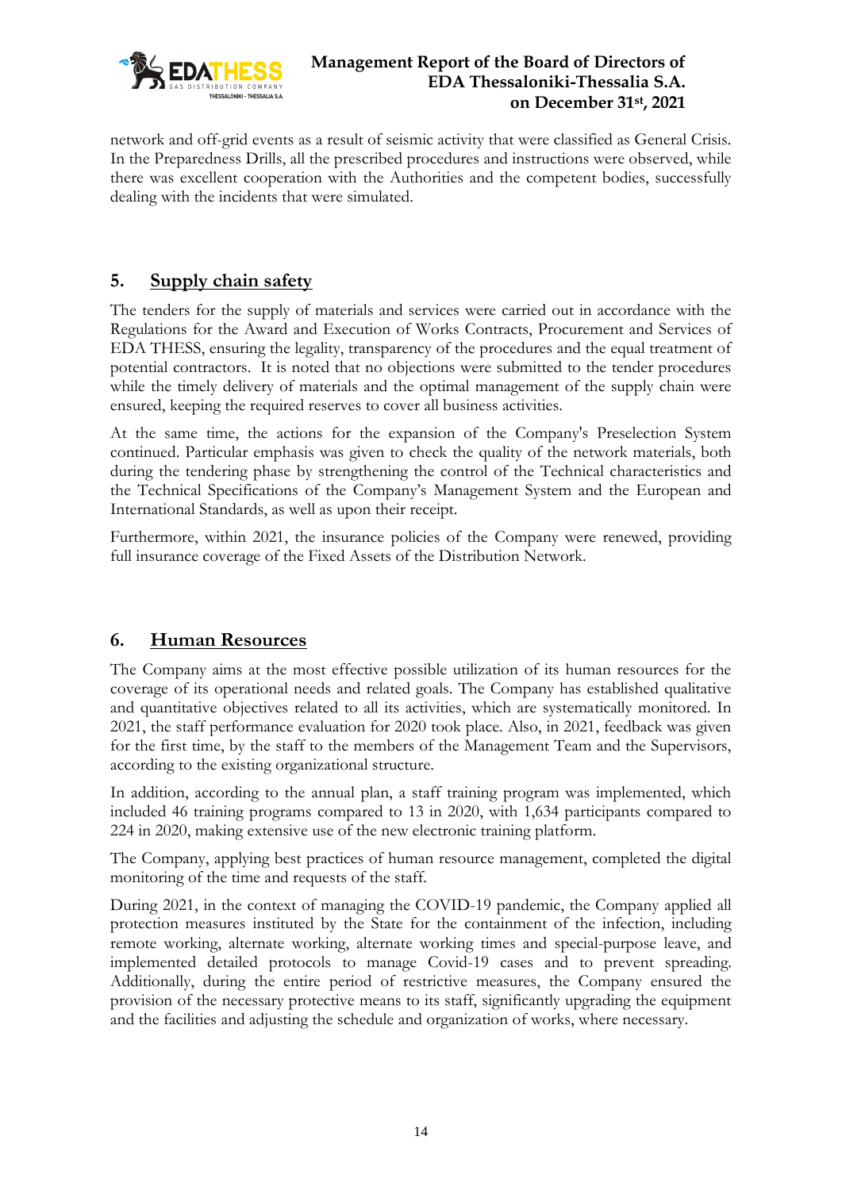network and off-grid events as a result of seismic activity that were classified as General Crisis. In the Preparedness Drills, all the prescribed procedures and instructions were observed, while there was excellent cooperation with the Authorities and the competent bodies, successfully dealing with the incidents that were simulated.

## 5. Supply chain safety

The tenders for the supply of materials and services were carried out in accordance with the Regulations for the Award and Execution of Works Contracts, Procurement and Services of EDA THESS, ensuring the legality, transparency of the procedures and the equal treatment of potential contractors. It is noted that no objections were submitted to the tender procedures while the timely delivery of materials and the optimal management of the supply chain were ensured, keeping the required reserves to cover all business activities.

At the same time, the actions for the expansion of the Company's Preselection System continued. Particular emphasis was given to check the quality of the network materials, both during the tendering phase by strengthening the control of the Technical characteristics and the Technical Specifications of the Company's Management System and the European and International Standards, as well as upon their receipt.

Furthermore, within 2021, the insurance policies of the Company were renewed, providing full insurance coverage of the Fixed Assets of the Distribution Network.

## 6. Human Resources

The Company aims at the most effective possible utilization of its human resources for the coverage of its operational needs and related goals. The Company has established qualitative and quantitative objectives related to all its activities, which are systematically monitored. In 2021, the staff performance evaluation for 2020 took place. Also, in 2021, feedback was given for the first time, by the staff to the members of the Management Team and the Supervisors, according to the existing organizational structure.

In addition, according to the annual plan, a staff training program was implemented, which included 46 training programs compared to 13 in 2020, with 1,634 participants compared to 224 in 2020, making extensive use of the new electronic training platform.

The Company, applying best practices of human resource management, completed the digital monitoring of the time and requests of the staff.

During 2021, in the context of managing the COVID-19 pandemic, the Company applied all protection measures instituted by the State for the containment of the infection, including remote working, alternate working, alternate working times and special-purpose leave, and implemented detailed protocols to manage Covid-19 cases and to prevent spreading. Additionally, during the entire period of restrictive measures, the Company ensured the provision of the necessary protective means to its staff, significantly upgrading the equipment and the facilities and adjusting the schedule and organization of works, where necessary.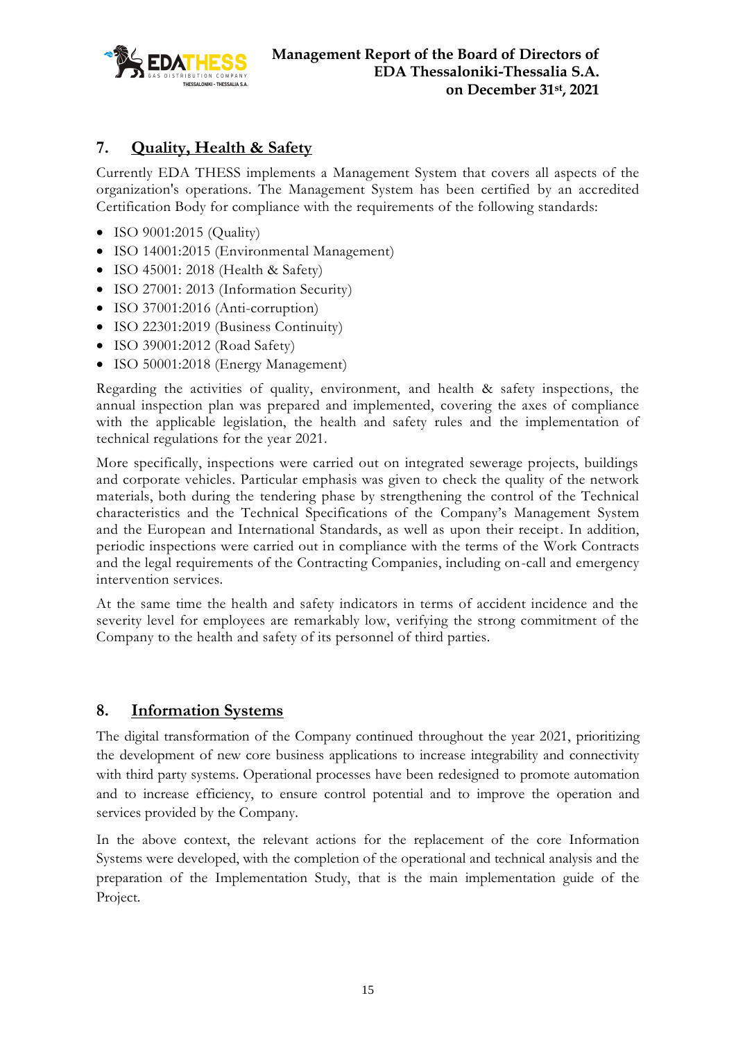## 7. Quality, Health & Safety

Currently EDA THESS implements a Management System that covers all aspects of the organization's operations. The Management System has been certified by an accredited Certification Body for compliance with the requirements of the following standards:

- ISO 9001:2015 (Quality)
- ISO 14001:2015 (Environmental Management)
- ISO 45001: 2018 (Health & Safety)
- ISO 27001: 2013 (Information Security)
- ISO 37001:2016 (Anti-corruption)
- ISO 22301:2019 (Business Continuity)
- ISO 39001:2012 (Road Safety)
- ISO 50001:2018 (Energy Management)

Regarding the activities of quality, environment, and health & safety inspections, the annual inspection plan was prepared and implemented, covering the axes of compliance with the applicable legislation, the health and safety rules and the implementation of technical regulations for the year 2021.

More specifically, inspections were carried out on integrated sewerage projects, buildings and corporate vehicles. Particular emphasis was given to check the quality of the network materials, both during the tendering phase by strengthening the control of the Technical characteristics and the Technical Specifications of the Company's Management System and the European and International Standards, as well as upon their receipt. In addition, periodic inspections were carried out in compliance with the terms of the Work Contracts and the legal requirements of the Contracting Companies, including on-call and emergency intervention services.

At the same time the health and safety indicators in terms of accident incidence and the severity level for employees are remarkably low, verifying the strong commitment of the Company to the health and safety of its personnel of third parties.

## 8. Information Systems

The digital transformation of the Company continued throughout the year 2021, prioritizing the development of new core business applications to increase integrability and connectivity with third party systems. Operational processes have been redesigned to promote automation and to increase efficiency, to ensure control potential and to improve the operation and services provided by the Company.

In the above context, the relevant actions for the replacement of the core Information Systems were developed, with the completion of the operational and technical analysis and the preparation of the Implementation Study, that is the main implementation guide of the Project.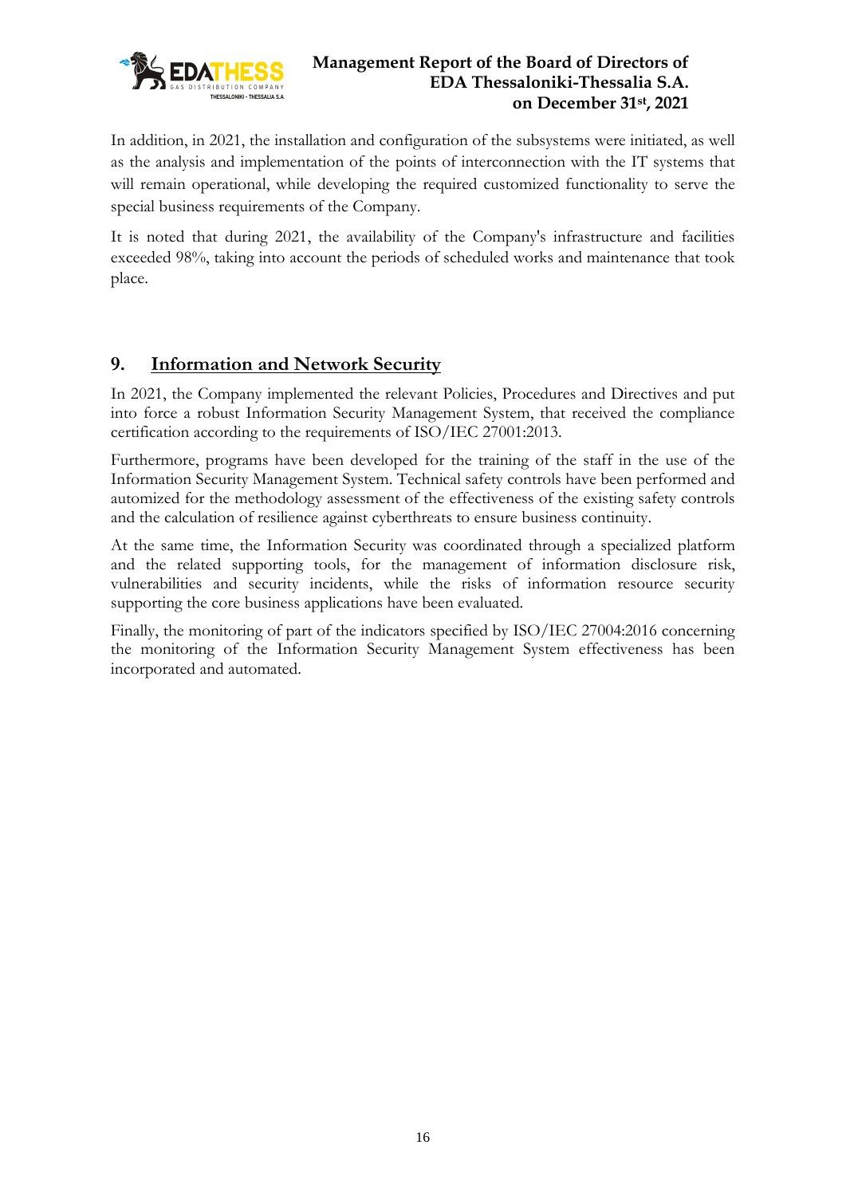In addition, in 2021, the installation and configuration of the subsystems were initiated, as well as the analysis and implementation of the points of interconnection with the IT systems that will remain operational, while developing the required customized functionality to serve the special business requirements of the Company.

It is noted that during 2021, the availability of the Company's infrastructure and facilities exceeded 98%, taking into account the periods of scheduled works and maintenance that took place.

## 9. Information and Network Security

In 2021, the Company implemented the relevant Policies, Procedures and Directives and put into force a robust Information Security Management System, that received the compliance certification according to the requirements of ISO/IEC 27001:2013.

Furthermore, programs have been developed for the training of the staff in the use of the Information Security Management System. Technical safety controls have been performed and automized for the methodology assessment of the effectiveness of the existing safety controls and the calculation of resilience against cyberthreats to ensure business continuity.

At the same time, the Information Security was coordinated through a specialized platform and the related supporting tools, for the management of information disclosure risk, vulnerabilities and security incidents, while the risks of information resource security supporting the core business applications have been evaluated.

Finally, the monitoring of part of the indicators specified by ISO/IEC 27004:2016 concerning the monitoring of the Information Security Management System effectiveness has been incorporated and automated.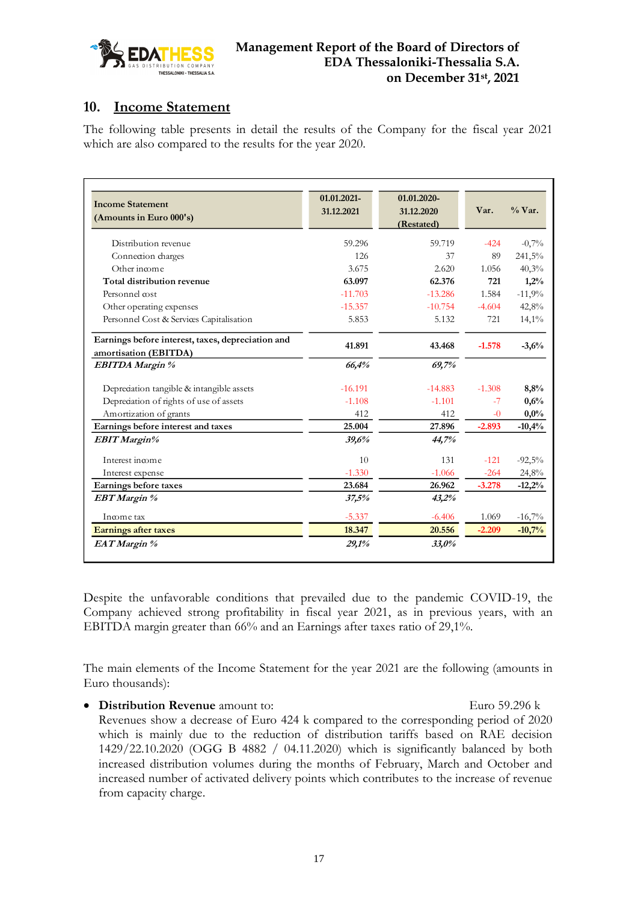## 10. Income Statement

The following table presents in detail the results of the Company for the fiscal year 2021 which are also compared to the results for the year 2020.

| Income Statement (Amounts in Euro 000's) | 01.01.2021-31.12.2021 | 01.01.2020-31.12.2020 (Restated) | Var. | % Var. |
|---|---|---|---|---|
| Distribution revenue | 59.296 | 59.719 | -424 | -0,7% |
| Connection charges | 126 | 37 | 89 | 241,5% |
| Other income | 3.675 | 2.620 | 1.056 | 40,3% |
| **Total distribution revenue** | **63.097** | **62.376** | **721** | **1,2%** |
| Personnel cost | -11.703 | -13.286 | 1.584 | -11,9% |
| Other operating expenses | -15.357 | -10.754 | -4.604 | 42,8% |
| Personnel Cost & Services Capitalisation | 5.853 | 5.132 | 721 | 14,1% |
| **Earnings before interest, taxes, depreciation and amortisation (EBITDA)** | **41.891** | **43.468** | **-1.578** | **-3,6%** |
| ***EBITDA Margin %*** | ***66,4%*** | ***69,7%*** | | |
| Depreciation tangible & intangible assets | -16.191 | -14.883 | -1.308 | **8,8%** |
| Depreciation of rights of use of assets | -1.108 | -1.101 | -7 | **0,6%** |
| Amortization of grants | 412 | 412 | -0 | **0,0%** |
| **Earnings before interest and taxes** | **25.004** | **27.896** | **-2.893** | **-10,4%** |
| ***EBIT Margin%*** | ***39,6%*** | ***44,7%*** | | |
| Interest income | 10 | 131 | -121 | -92,5% |
| Interest expense | -1.330 | -1.066 | -264 | 24,8% |
| **Earnings before taxes** | **23.684** | **26.962** | **-3.278** | **-12,2%** |
| ***EBT Margin %*** | ***37,5%*** | ***43,2%*** | | |
| Income tax | -5.337 | -6.406 | 1.069 | -16,7% |
| **Earnings after taxes** | **18.347** | **20.556** | **-2.209** | **-10,7%** |
| ***EAT Margin %*** | ***29,1%*** | ***33,0%*** | | |

Despite the unfavorable conditions that prevailed due to the pandemic COVID-19, the Company achieved strong profitability in fiscal year 2021, as in previous years, with an EBITDA margin greater than 66% and an Earnings after taxes ratio of 29,1%.

The main elements of the Income Statement for the year 2021 are the following (amounts in Euro thousands):

- **Distribution Revenue** amount to: Euro 59.296 k
  Revenues show a decrease of Euro 424 k compared to the corresponding period of 2020 which is mainly due to the reduction of distribution tariffs based on RAE decision 1429/22.10.2020 (OGG B 4882 / 04.11.2020) which is significantly balanced by both increased distribution volumes during the months of February, March and October and increased number of activated delivery points which contributes to the increase of revenue from capacity charge.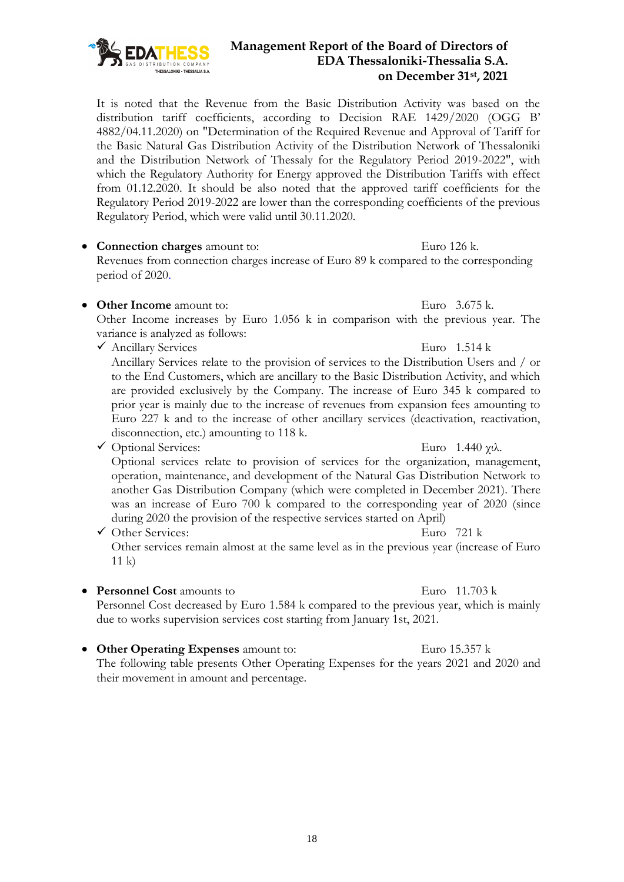It is noted that the Revenue from the Basic Distribution Activity was based on the distribution tariff coefficients, according to Decision RAE 1429/2020 (OGG B' 4882/04.11.2020) on "Determination of the Required Revenue and Approval of Tariff for the Basic Natural Gas Distribution Activity of the Distribution Network of Thessaloniki and the Distribution Network of Thessaly for the Regulatory Period 2019-2022", with which the Regulatory Authority for Energy approved the Distribution Tariffs with effect from 01.12.2020. It should be also noted that the approved tariff coefficients for the Regulatory Period 2019-2022 are lower than the corresponding coefficients of the previous Regulatory Period, which were valid until 30.11.2020.

- **Connection charges** amount to: Euro 126 k.
  Revenues from connection charges increase of Euro 89 k compared to the corresponding period of 2020.

- **Other Income** amount to: Euro 3.675 k.
  Other Income increases by Euro 1.056 k in comparison with the previous year. The variance is analyzed as follows:
  - ✓ Ancillary Services Euro 1.514 k
    Ancillary Services relate to the provision of services to the Distribution Users and / or to the End Customers, which are ancillary to the Basic Distribution Activity, and which are provided exclusively by the Company. The increase of Euro 345 k compared to prior year is mainly due to the increase of revenues from expansion fees amounting to Euro 227 k and to the increase of other ancillary services (deactivation, reactivation, disconnection, etc.) amounting to 118 k.
  - ✓ Optional Services: Euro 1.440 χιλ.
    Optional services relate to provision of services for the organization, management, operation, maintenance, and development of the Natural Gas Distribution Network to another Gas Distribution Company (which were completed in December 2021). There was an increase of Euro 700 k compared to the corresponding year of 2020 (since during 2020 the provision of the respective services started on April)
  - ✓ Other Services: Euro 721 k
    Other services remain almost at the same level as in the previous year (increase of Euro 11 k)

- **Personnel Cost** amounts to Euro 11.703 k
  Personnel Cost decreased by Euro 1.584 k compared to the previous year, which is mainly due to works supervision services cost starting from January 1st, 2021.

- **Other Operating Expenses** amount to: Euro 15.357 k
  The following table presents Other Operating Expenses for the years 2021 and 2020 and their movement in amount and percentage.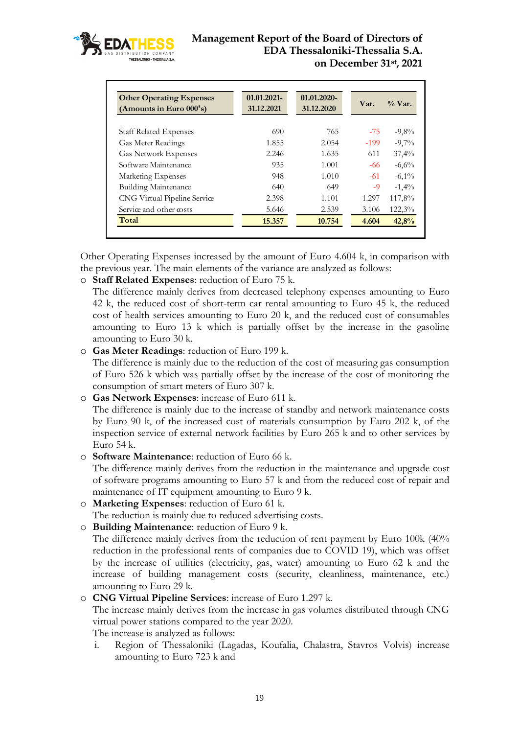| Other Operating Expenses (Amounts in Euro 000's) | 01.01.2021-31.12.2021 | 01.01.2020-31.12.2020 | Var. | % Var. |
|---|---|---|---|---|
| Staff Related Expenses | 690 | 765 | -75 | -9,8% |
| Gas Meter Readings | 1.855 | 2.054 | -199 | -9,7% |
| Gas Network Expenses | 2.246 | 1.635 | 611 | 37,4% |
| Software Maintenance | 935 | 1.001 | -66 | -6,6% |
| Marketing Expenses | 948 | 1.010 | -61 | -6,1% |
| Building Maintenance | 640 | 649 | -9 | -1,4% |
| CNG Virtual Pipeline Service | 2.398 | 1.101 | 1.297 | 117,8% |
| Service and other costs | 5.646 | 2.539 | 3.106 | 122,3% |
| **Total** | **15.357** | **10.754** | **4.604** | **42,8%** |

Other Operating Expenses increased by the amount of Euro 4.604 k, in comparison with the previous year. The main elements of the variance are analyzed as follows:

- **Staff Related Expenses**: reduction of Euro 75 k.
  The difference mainly derives from decreased telephony expenses amounting to Euro 42 k, the reduced cost of short-term car rental amounting to Euro 45 k, the reduced cost of health services amounting to Euro 20 k, and the reduced cost of consumables amounting to Euro 13 k which is partially offset by the increase in the gasoline amounting to Euro 30 k.
- **Gas Meter Readings**: reduction of Euro 199 k.
  The difference is mainly due to the reduction of the cost of measuring gas consumption of Euro 526 k which was partially offset by the increase of the cost of monitoring the consumption of smart meters of Euro 307 k.
- **Gas Network Expenses**: increase of Euro 611 k.
  The difference is mainly due to the increase of standby and network maintenance costs by Euro 90 k, of the increased cost of materials consumption by Euro 202 k, of the inspection service of external network facilities by Euro 265 k and to other services by Euro 54 k.
- **Software Maintenance**: reduction of Euro 66 k.
  The difference mainly derives from the reduction in the maintenance and upgrade cost of software programs amounting to Euro 57 k and from the reduced cost of repair and maintenance of IT equipment amounting to Euro 9 k.
- **Marketing Expenses**: reduction of Euro 61 k.
  The reduction is mainly due to reduced advertising costs.
- **Building Maintenance**: reduction of Euro 9 k.
  The difference mainly derives from the reduction of rent payment by Euro 100k (40% reduction in the professional rents of companies due to COVID 19), which was offset by the increase of utilities (electricity, gas, water) amounting to Euro 62 k and the increase of building management costs (security, cleanliness, maintenance, etc.) amounting to Euro 29 k.
- **CNG Virtual Pipeline Services**: increase of Euro 1.297 k.
  The increase mainly derives from the increase in gas volumes distributed through CNG virtual power stations compared to the year 2020.
  The increase is analyzed as follows:
  i. Region of Thessaloniki (Lagadas, Koufalia, Chalastra, Stavros Volvis) increase amounting to Euro 723 k and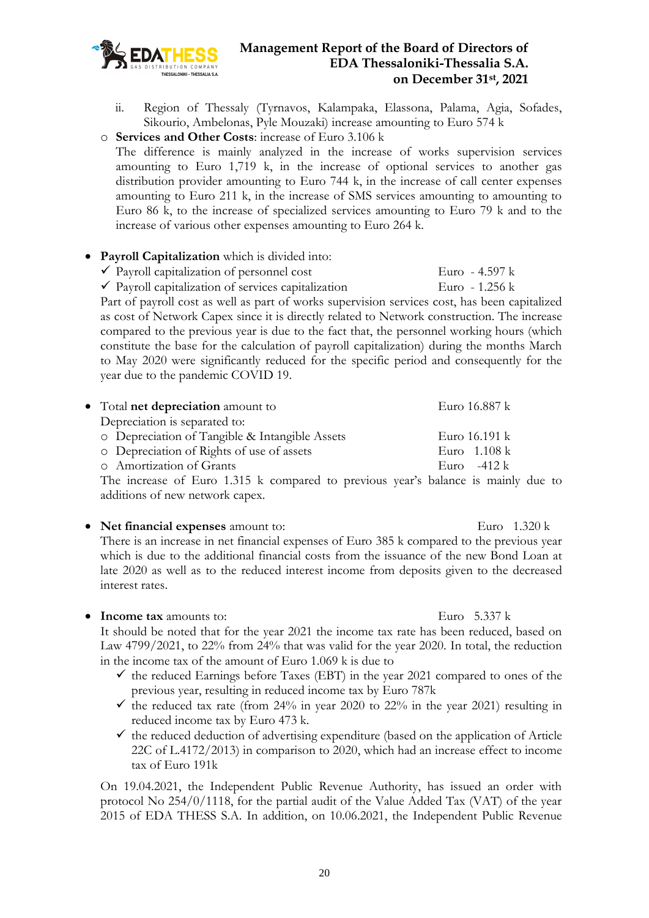ii. Region of Thessaly (Tyrnavos, Kalampaka, Elassona, Palama, Agia, Sofades, Sikourio, Ambelonas, Pyle Mouzaki) increase amounting to Euro 574 k

- **Services and Other Costs**: increase of Euro 3.106 k
  The difference is mainly analyzed in the increase of works supervision services amounting to Euro 1,719 k, in the increase of optional services to another gas distribution provider amounting to Euro 744 k, in the increase of call center expenses amounting to Euro 211 k, in the increase of SMS services amounting to amounting to Euro 86 k, to the increase of specialized services amounting to Euro 79 k and to the increase of various other expenses amounting to Euro 264 k.

- **Payroll Capitalization** which is divided into:
  - ✓ Payroll capitalization of personnel cost — Euro - 4.597 k
  - ✓ Payroll capitalization of services capitalization — Euro - 1.256 k

  Part of payroll cost as well as part of works supervision services cost, has been capitalized as cost of Network Capex since it is directly related to Network construction. The increase compared to the previous year is due to the fact that, the personnel working hours (which constitute the base for the calculation of payroll capitalization) during the months March to May 2020 were significantly reduced for the specific period and consequently for the year due to the pandemic COVID 19.

- Total **net depreciation** amount to — Euro 16.887 k
  Depreciation is separated to:
  - Depreciation of Tangible & Intangible Assets — Euro 16.191 k
  - Depreciation of Rights of use of assets — Euro 1.108 k
  - Amortization of Grants — Euro -412 k

  The increase of Euro 1.315 k compared to previous year's balance is mainly due to additions of new network capex.

- **Net financial expenses** amount to: — Euro 1.320 k
  There is an increase in net financial expenses of Euro 385 k compared to the previous year which is due to the additional financial costs from the issuance of the new Bond Loan at late 2020 as well as to the reduced interest income from deposits given to the decreased interest rates.

- **Income tax** amounts to: — Euro 5.337 k
  It should be noted that for the year 2021 the income tax rate has been reduced, based on Law 4799/2021, to 22% from 24% that was valid for the year 2020. In total, the reduction in the income tax of the amount of Euro 1.069 k is due to
  - ✓ the reduced Earnings before Taxes (EBT) in the year 2021 compared to ones of the previous year, resulting in reduced income tax by Euro 787k
  - ✓ the reduced tax rate (from 24% in year 2020 to 22% in the year 2021) resulting in reduced income tax by Euro 473 k.
  - ✓ the reduced deduction of advertising expenditure (based on the application of Article 22C of L.4172/2013) in comparison to 2020, which had an increase effect to income tax of Euro 191k

  On 19.04.2021, the Independent Public Revenue Authority, has issued an order with protocol No 254/0/1118, for the partial audit of the Value Added Tax (VAT) of the year 2015 of EDA THESS S.A. In addition, on 10.06.2021, the Independent Public Revenue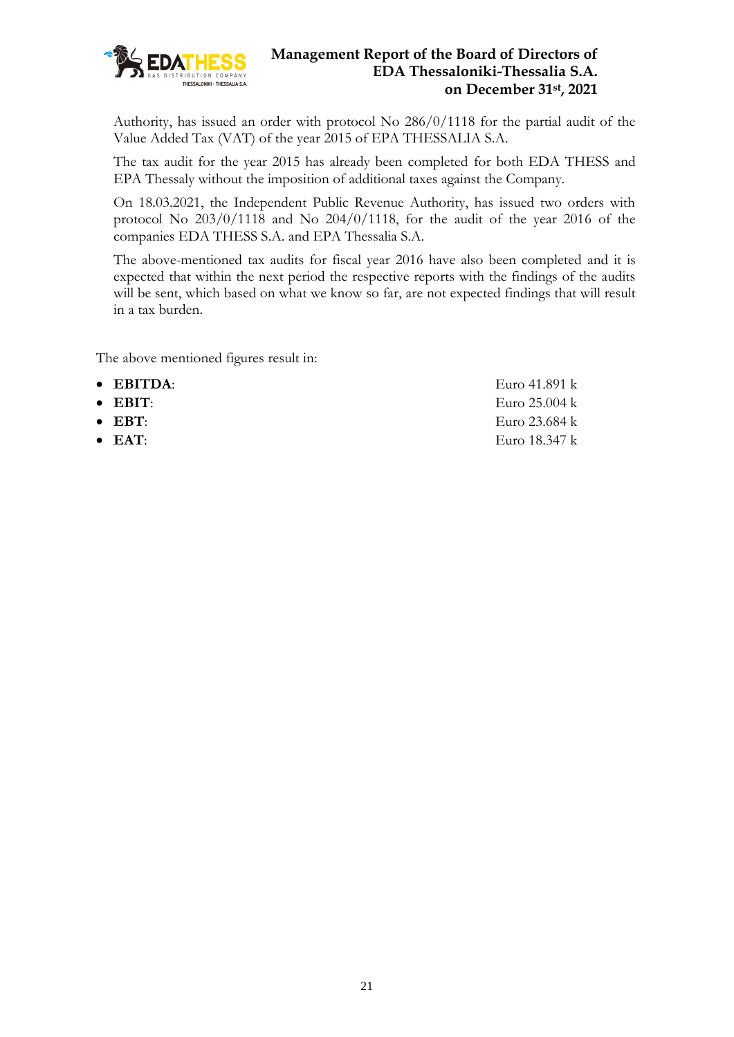Authority, has issued an order with protocol No 286/0/1118 for the partial audit of the Value Added Tax (VAT) of the year 2015 of EPA THESSALIA S.A.

The tax audit for the year 2015 has already been completed for both EDA THESS and EPA Thessaly without the imposition of additional taxes against the Company.

On 18.03.2021, the Independent Public Revenue Authority, has issued two orders with protocol No 203/0/1118 and No 204/0/1118, for the audit of the year 2016 of the companies EDA THESS S.A. and EPA Thessalia S.A.

The above-mentioned tax audits for fiscal year 2016 have also been completed and it is expected that within the next period the respective reports with the findings of the audits will be sent, which based on what we know so far, are not expected findings that will result in a tax burden.

The above mentioned figures result in:

- **EBITDA**: Euro 41.891 k
- **EBIT**: Euro 25.004 k
- **EBT**: Euro 23.684 k
- **EAT**: Euro 18.347 k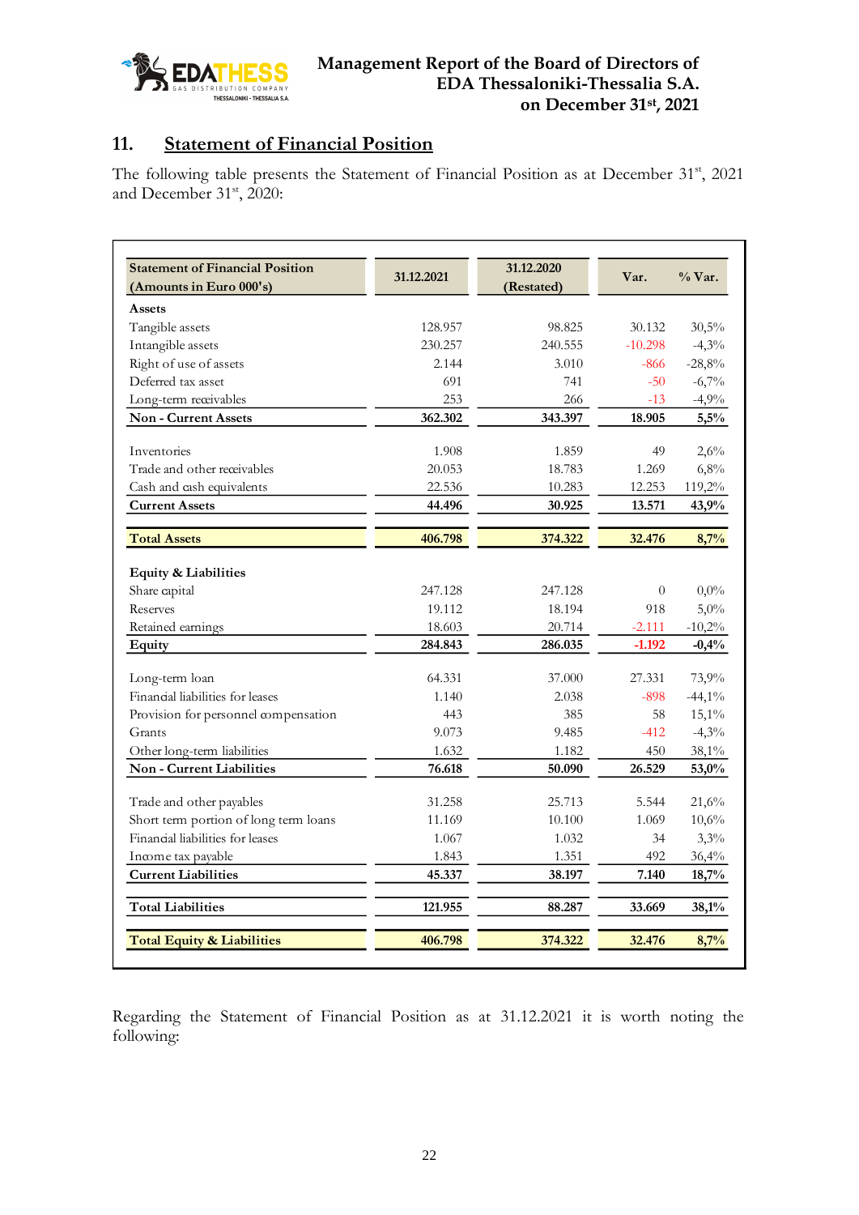## 11. Statement of Financial Position

The following table presents the Statement of Financial Position as at December 31st, 2021 and December 31st, 2020:

| Statement of Financial Position (Amounts in Euro 000's) | 31.12.2021 | 31.12.2020 (Restated) | Var. | % Var. |
|---|---|---|---|---|
| **Assets** | | | | |
| Tangible assets | 128.957 | 98.825 | 30.132 | 30,5% |
| Intangible assets | 230.257 | 240.555 | -10.298 | -4,3% |
| Right of use of assets | 2.144 | 3.010 | -866 | -28,8% |
| Deferred tax asset | 691 | 741 | -50 | -6,7% |
| Long-term receivables | 253 | 266 | -13 | -4,9% |
| **Non - Current Assets** | **362.302** | **343.397** | **18.905** | **5,5%** |
| Inventories | 1.908 | 1.859 | 49 | 2,6% |
| Trade and other receivables | 20.053 | 18.783 | 1.269 | 6,8% |
| Cash and cash equivalents | 22.536 | 10.283 | 12.253 | 119,2% |
| **Current Assets** | **44.496** | **30.925** | **13.571** | **43,9%** |
| **Total Assets** | **406.798** | **374.322** | **32.476** | **8,7%** |
| **Equity & Liabilities** | | | | |
| Share capital | 247.128 | 247.128 | 0 | 0,0% |
| Reserves | 19.112 | 18.194 | 918 | 5,0% |
| Retained earnings | 18.603 | 20.714 | -2.111 | -10,2% |
| **Equity** | **284.843** | **286.035** | **-1.192** | **-0,4%** |
| Long-term loan | 64.331 | 37.000 | 27.331 | 73,9% |
| Financial liabilities for leases | 1.140 | 2.038 | -898 | -44,1% |
| Provision for personnel compensation | 443 | 385 | 58 | 15,1% |
| Grants | 9.073 | 9.485 | -412 | -4,3% |
| Other long-term liabilities | 1.632 | 1.182 | 450 | 38,1% |
| **Non - Current Liabilities** | **76.618** | **50.090** | **26.529** | **53,0%** |
| Trade and other payables | 31.258 | 25.713 | 5.544 | 21,6% |
| Short term portion of long term loans | 11.169 | 10.100 | 1.069 | 10,6% |
| Financial liabilities for leases | 1.067 | 1.032 | 34 | 3,3% |
| Income tax payable | 1.843 | 1.351 | 492 | 36,4% |
| **Current Liabilities** | **45.337** | **38.197** | **7.140** | **18,7%** |
| **Total Liabilities** | **121.955** | **88.287** | **33.669** | **38,1%** |
| **Total Equity & Liabilities** | **406.798** | **374.322** | **32.476** | **8,7%** |

Regarding the Statement of Financial Position as at 31.12.2021 it is worth noting the following: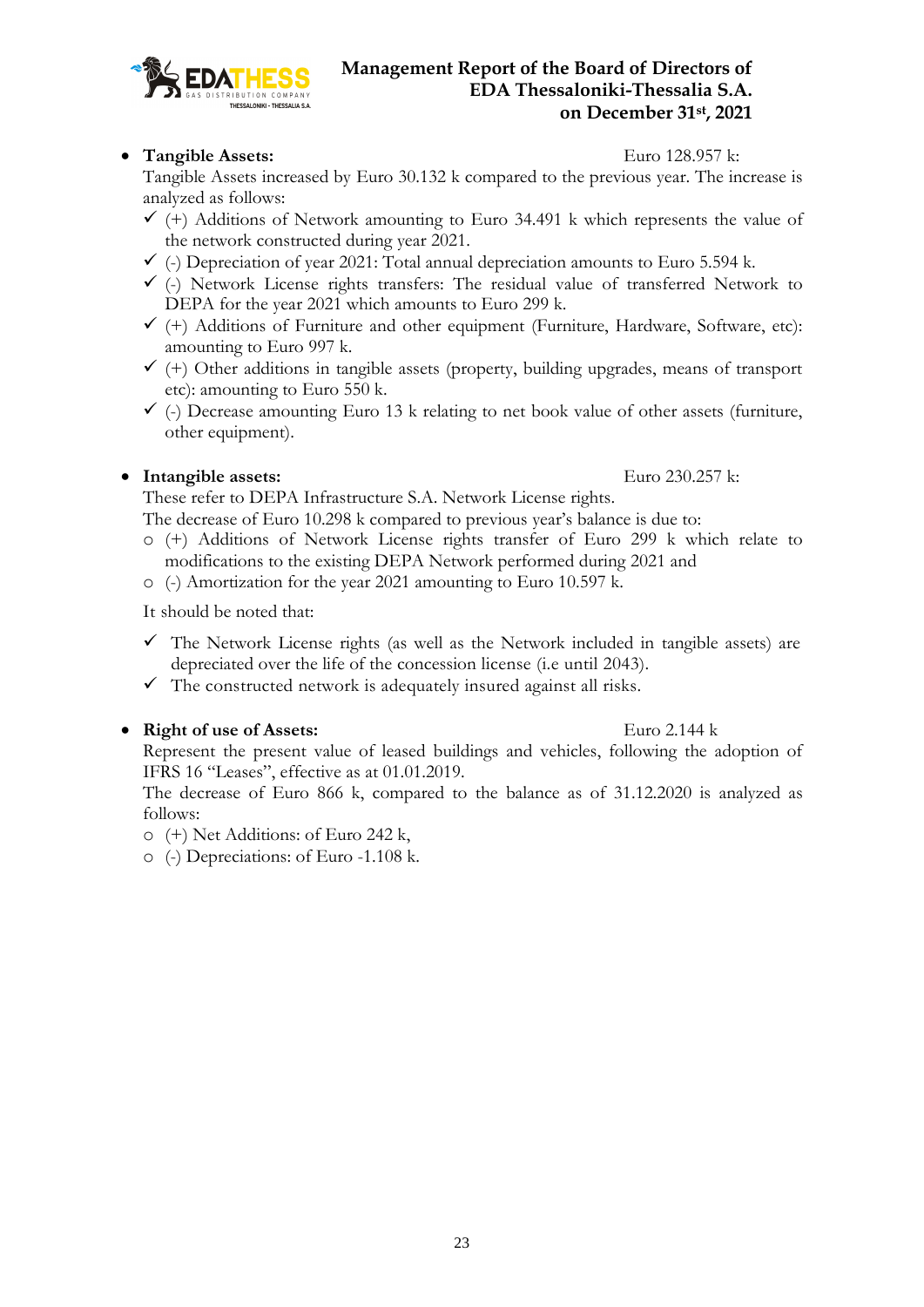- **Tangible Assets:** Euro 128.957 k:

  Tangible Assets increased by Euro 30.132 k compared to the previous year. The increase is analyzed as follows:

  - ✓ (+) Additions of Network amounting to Euro 34.491 k which represents the value of the network constructed during year 2021.
  - ✓ (-) Depreciation of year 2021: Total annual depreciation amounts to Euro 5.594 k.
  - ✓ (-) Network License rights transfers: The residual value of transferred Network to DEPA for the year 2021 which amounts to Euro 299 k.
  - ✓ (+) Additions of Furniture and other equipment (Furniture, Hardware, Software, etc): amounting to Euro 997 k.
  - ✓ (+) Other additions in tangible assets (property, building upgrades, means of transport etc): amounting to Euro 550 k.
  - ✓ (-) Decrease amounting Euro 13 k relating to net book value of other assets (furniture, other equipment).

- **Intangible assets:** Euro 230.257 k:

  These refer to DEPA Infrastructure S.A. Network License rights.

  The decrease of Euro 10.298 k compared to previous year's balance is due to:

  - (+) Additions of Network License rights transfer of Euro 299 k which relate to modifications to the existing DEPA Network performed during 2021 and
  - (-) Amortization for the year 2021 amounting to Euro 10.597 k.

  It should be noted that:

  - ✓ The Network License rights (as well as the Network included in tangible assets) are depreciated over the life of the concession license (i.e until 2043).
  - ✓ The constructed network is adequately insured against all risks.

- **Right of use of Assets:** Euro 2.144 k

  Represent the present value of leased buildings and vehicles, following the adoption of IFRS 16 "Leases", effective as at 01.01.2019.

  The decrease of Euro 866 k, compared to the balance as of 31.12.2020 is analyzed as follows:

  - (+) Net Additions: of Euro 242 k,
  - (-) Depreciations: of Euro -1.108 k.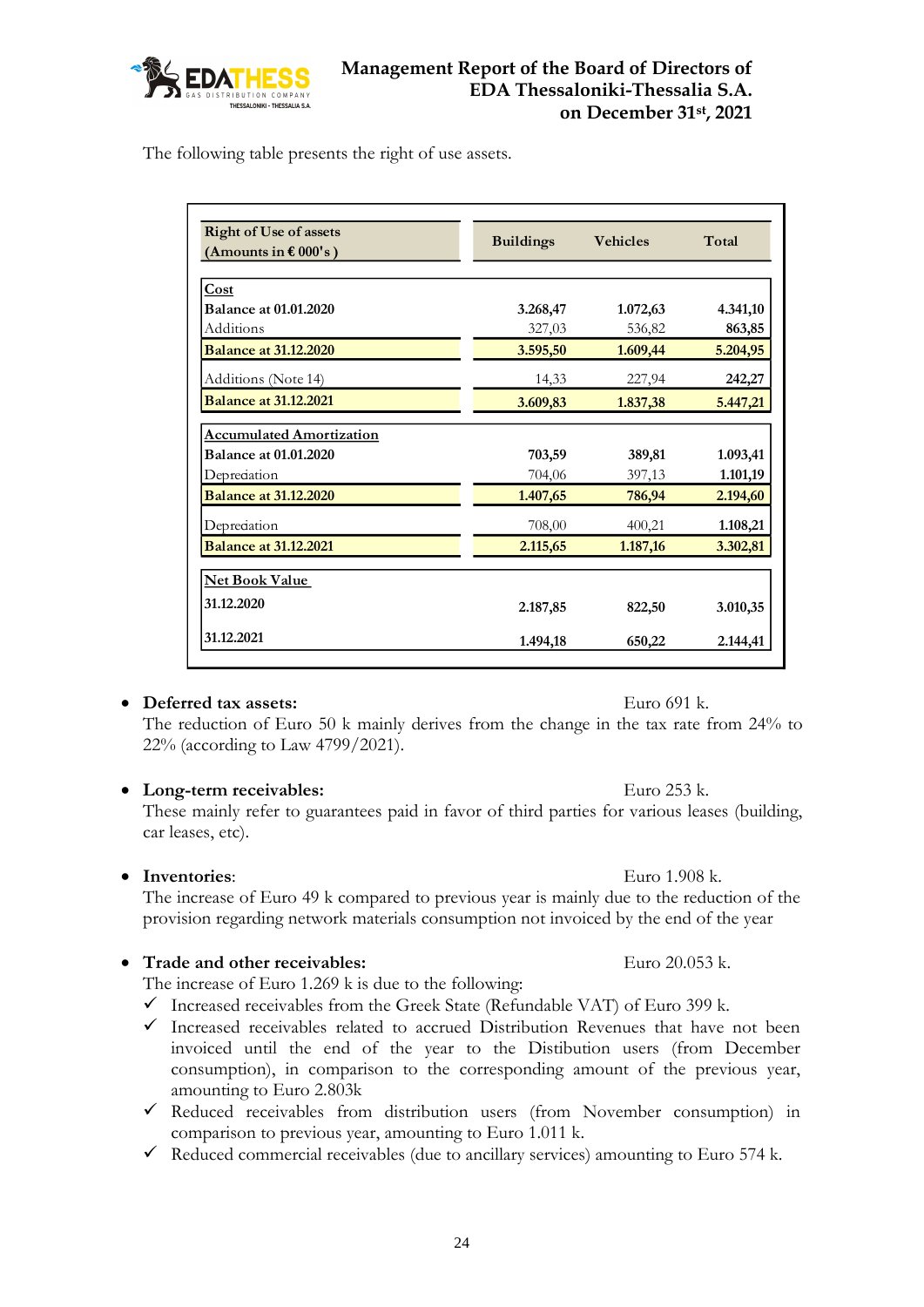The following table presents the right of use assets.

| Right of Use of assets (Amounts in € 000's ) | Buildings | Vehicles | Total |
|---|---|---|---|
| **Cost** | | | |
| **Balance at 01.01.2020** | **3.268,47** | **1.072,63** | **4.341,10** |
| Additions | 327,03 | 536,82 | **863,85** |
| **Balance at 31.12.2020** | **3.595,50** | **1.609,44** | **5.204,95** |
| Additions (Note 14) | 14,33 | 227,94 | **242,27** |
| **Balance at 31.12.2021** | **3.609,83** | **1.837,38** | **5.447,21** |
| **Accumulated Amortization** | | | |
| **Balance at 01.01.2020** | **703,59** | **389,81** | **1.093,41** |
| Depreciation | 704,06 | 397,13 | **1.101,19** |
| **Balance at 31.12.2020** | **1.407,65** | **786,94** | **2.194,60** |
| Depreciation | 708,00 | 400,21 | **1.108,21** |
| **Balance at 31.12.2021** | **2.115,65** | **1.187,16** | **3.302,81** |
| **Net Book Value** | | | |
| **31.12.2020** | **2.187,85** | **822,50** | **3.010,35** |
| **31.12.2021** | **1.494,18** | **650,22** | **2.144,41** |

- **Deferred tax assets:** Euro 691 k.
  The reduction of Euro 50 k mainly derives from the change in the tax rate from 24% to 22% (according to Law 4799/2021).

- **Long-term receivables:** Euro 253 k.
  These mainly refer to guarantees paid in favor of third parties for various leases (building, car leases, etc).

- **Inventories**: Euro 1.908 k.
  The increase of Euro 49 k compared to previous year is mainly due to the reduction of the provision regarding network materials consumption not invoiced by the end of the year

- **Trade and other receivables:** Euro 20.053 k.
  The increase of Euro 1.269 k is due to the following:
  - ✓ Increased receivables from the Greek State (Refundable VAT) of Euro 399 k.
  - ✓ Increased receivables related to accrued Distribution Revenues that have not been invoiced until the end of the year to the Distibution users (from December consumption), in comparison to the corresponding amount of the previous year, amounting to Euro 2.803k
  - ✓ Reduced receivables from distribution users (from November consumption) in comparison to previous year, amounting to Euro 1.011 k.
  - ✓ Reduced commercial receivables (due to ancillary services) amounting to Euro 574 k.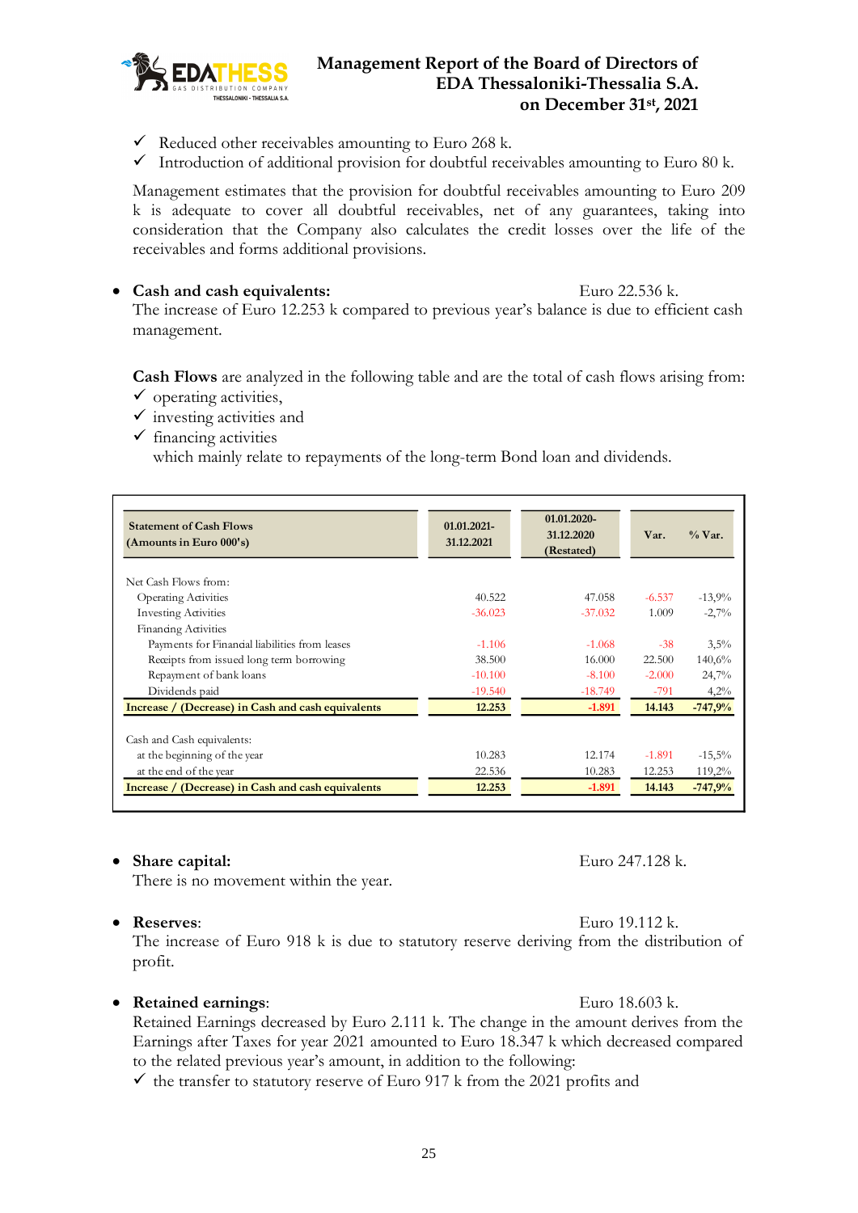- ✓ Reduced other receivables amounting to Euro 268 k.
- ✓ Introduction of additional provision for doubtful receivables amounting to Euro 80 k.

Management estimates that the provision for doubtful receivables amounting to Euro 209 k is adequate to cover all doubtful receivables, net of any guarantees, taking into consideration that the Company also calculates the credit losses over the life of the receivables and forms additional provisions.

- **Cash and cash equivalents:** Euro 22.536 k.

  The increase of Euro 12.253 k compared to previous year's balance is due to efficient cash management.

**Cash Flows** are analyzed in the following table and are the total of cash flows arising from:

- ✓ operating activities,
- ✓ investing activities and
- ✓ financing activities

  which mainly relate to repayments of the long-term Bond loan and dividends.

| Statement of Cash Flows (Amounts in Euro 000's) | 01.01.2021-31.12.2021 | 01.01.2020-31.12.2020 (Restated) | Var. | % Var. |
|---|---|---|---|---|
| Net Cash Flows from: | | | | |
| Operating Activities | 40.522 | 47.058 | -6.537 | -13,9% |
| Investing Activities | -36.023 | -37.032 | 1.009 | -2,7% |
| Financing Activities | | | | |
| Payments for Financial liabilities from leases | -1.106 | -1.068 | -38 | 3,5% |
| Receipts from issued long term borrowing | 38.500 | 16.000 | 22.500 | 140,6% |
| Repayment of bank loans | -10.100 | -8.100 | -2.000 | 24,7% |
| Dividends paid | -19.540 | -18.749 | -791 | 4,2% |
| **Increase / (Decrease) in Cash and cash equivalents** | **12.253** | **-1.891** | **14.143** | **-747,9%** |
| Cash and Cash equivalents: | | | | |
| at the beginning of the year | 10.283 | 12.174 | -1.891 | -15,5% |
| at the end of the year | 22.536 | 10.283 | 12.253 | 119,2% |
| **Increase / (Decrease) in Cash and cash equivalents** | **12.253** | **-1.891** | **14.143** | **-747,9%** |

- **Share capital:** Euro 247.128 k.

  There is no movement within the year.

- **Reserves**: Euro 19.112 k.

  The increase of Euro 918 k is due to statutory reserve deriving from the distribution of profit.

- **Retained earnings**: Euro 18.603 k.

  Retained Earnings decreased by Euro 2.111 k. The change in the amount derives from the Earnings after Taxes for year 2021 amounted to Euro 18.347 k which decreased compared to the related previous year's amount, in addition to the following:

  - ✓ the transfer to statutory reserve of Euro 917 k from the 2021 profits and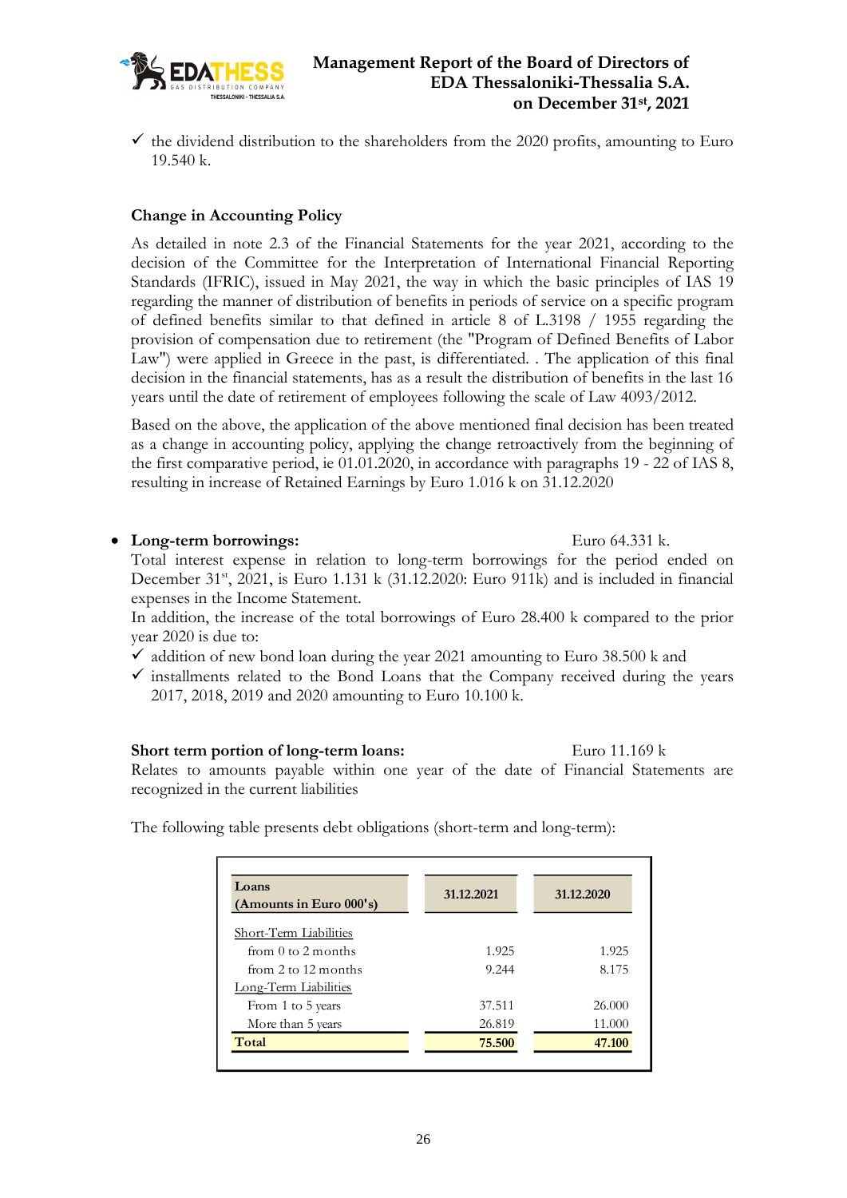- ✓ the dividend distribution to the shareholders from the 2020 profits, amounting to Euro 19.540 k.

**Change in Accounting Policy**

As detailed in note 2.3 of the Financial Statements for the year 2021, according to the decision of the Committee for the Interpretation of International Financial Reporting Standards (IFRIC), issued in May 2021, the way in which the basic principles of IAS 19 regarding the manner of distribution of benefits in periods of service on a specific program of defined benefits similar to that defined in article 8 of L.3198 / 1955 regarding the provision of compensation due to retirement (the "Program of Defined Benefits of Labor Law") were applied in Greece in the past, is differentiated. . The application of this final decision in the financial statements, has as a result the distribution of benefits in the last 16 years until the date of retirement of employees following the scale of Law 4093/2012.

Based on the above, the application of the above mentioned final decision has been treated as a change in accounting policy, applying the change retroactively from the beginning of the first comparative period, ie 01.01.2020, in accordance with paragraphs 19 - 22 of IAS 8, resulting in increase of Retained Earnings by Euro 1.016 k on 31.12.2020

- **Long-term borrowings:** Euro 64.331 k.

Total interest expense in relation to long-term borrowings for the period ended on December 31st, 2021, is Euro 1.131 k (31.12.2020: Euro 911k) and is included in financial expenses in the Income Statement.

In addition, the increase of the total borrowings of Euro 28.400 k compared to the prior year 2020 is due to:

- ✓ addition of new bond loan during the year 2021 amounting to Euro 38.500 k and
- ✓ installments related to the Bond Loans that the Company received during the years 2017, 2018, 2019 and 2020 amounting to Euro 10.100 k.

**Short term portion of long-term loans:** Euro 11.169 k

Relates to amounts payable within one year of the date of Financial Statements are recognized in the current liabilities

The following table presents debt obligations (short-term and long-term):

| Loans (Amounts in Euro 000's) | 31.12.2021 | 31.12.2020 |
|---|---|---|
| Short-Term Liabilities | | |
| from 0 to 2 months | 1.925 | 1.925 |
| from 2 to 12 months | 9.244 | 8.175 |
| Long-Term Liabilities | | |
| From 1 to 5 years | 37.511 | 26.000 |
| More than 5 years | 26.819 | 11.000 |
| **Total** | **75.500** | **47.100** |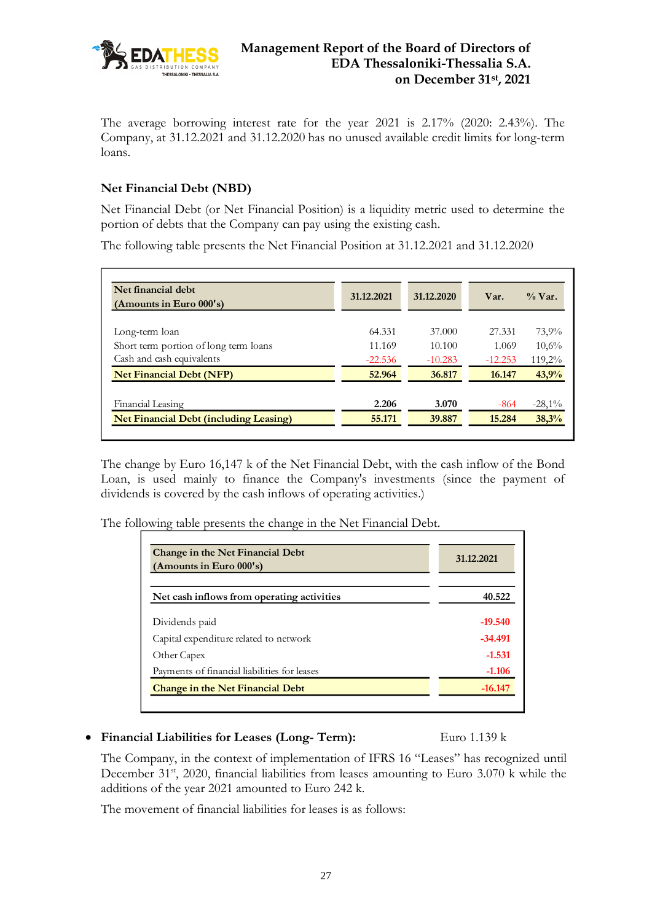The average borrowing interest rate for the year 2021 is 2.17% (2020: 2.43%). The Company, at 31.12.2021 and 31.12.2020 has no unused available credit limits for long-term loans.

### Net Financial Debt (NBD)

Net Financial Debt (or Net Financial Position) is a liquidity metric used to determine the portion of debts that the Company can pay using the existing cash.

The following table presents the Net Financial Position at 31.12.2021 and 31.12.2020

| Net financial debt (Amounts in Euro 000's) | 31.12.2021 | 31.12.2020 | Var. | % Var. |
|---|---|---|---|---|
| Long-term loan | 64.331 | 37.000 | 27.331 | 73,9% |
| Short term portion of long term loans | 11.169 | 10.100 | 1.069 | 10,6% |
| Cash and cash equivalents | -22.536 | -10.283 | -12.253 | 119,2% |
| **Net Financial Debt (NFP)** | **52.964** | **36.817** | **16.147** | **43,9%** |
| Financial Leasing | **2.206** | **3.070** | -864 | -28,1% |
| **Net Financial Debt (including Leasing)** | **55.171** | **39.887** | **15.284** | **38,3%** |

The change by Euro 16,147 k of the Net Financial Debt, with the cash inflow of the Bond Loan, is used mainly to finance the Company's investments (since the payment of dividends is covered by the cash inflows of operating activities.)

The following table presents the change in the Net Financial Debt.

| Change in the Net Financial Debt (Amounts in Euro 000's) | 31.12.2021 |
|---|---|
| **Net cash inflows from operating activities** | **40.522** |
| Dividends paid | **-19.540** |
| Capital expenditure related to network | **-34.491** |
| Other Capex | **-1.531** |
| Payments of financial liabilities for leases | **-1.106** |
| **Change in the Net Financial Debt** | **-16.147** |

- **Financial Liabilities for Leases (Long- Term):** Euro 1.139 k

The Company, in the context of implementation of IFRS 16 "Leases" has recognized until December 31st, 2020, financial liabilities from leases amounting to Euro 3.070 k while the additions of the year 2021 amounted to Euro 242 k.

The movement of financial liabilities for leases is as follows: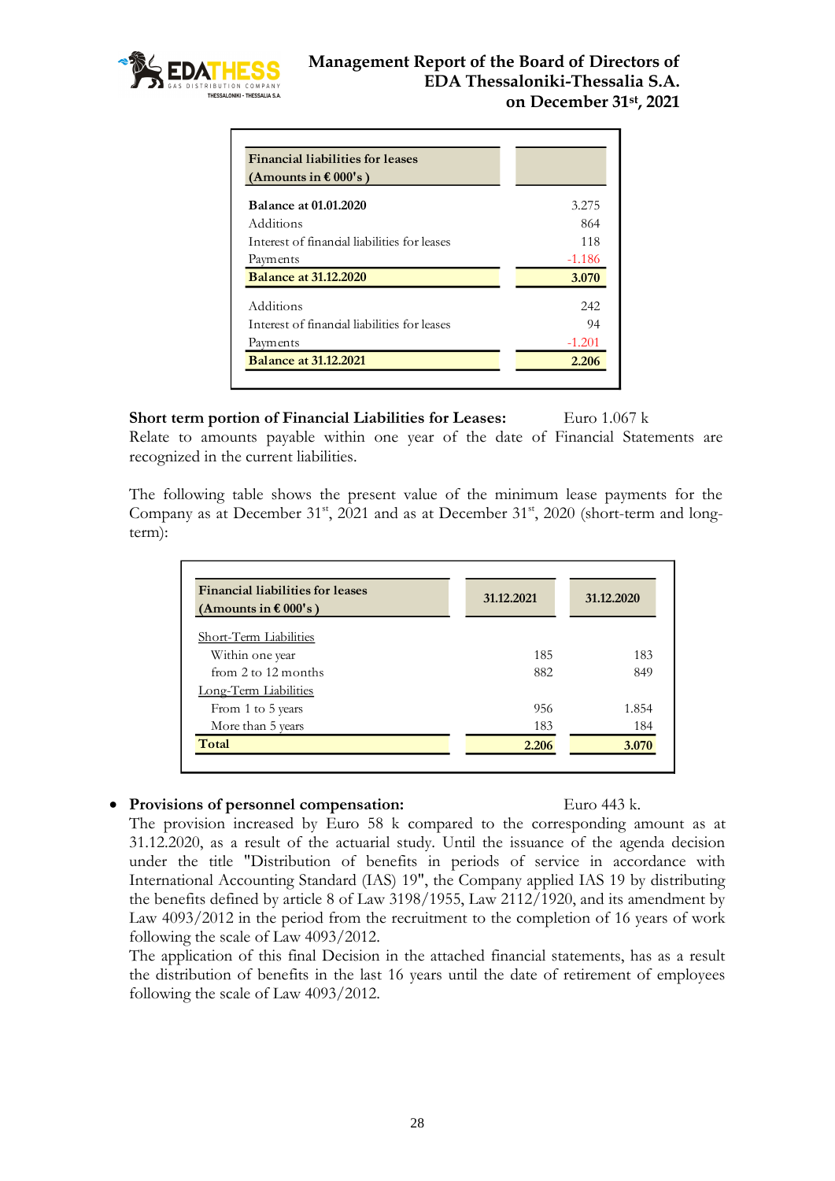| Financial liabilities for leases (Amounts in € 000's ) | |
|---|---|
| **Balance at 01.01.2020** | 3.275 |
| Additions | 864 |
| Interest of financial liabilities for leases | 118 |
| Payments | -1.186 |
| **Balance at 31.12.2020** | **3.070** |
| Additions | 242 |
| Interest of financial liabilities for leases | 94 |
| Payments | -1.201 |
| **Balance at 31.12.2021** | **2.206** |

**Short term portion of Financial Liabilities for Leases:** Euro 1.067 k
Relate to amounts payable within one year of the date of Financial Statements are recognized in the current liabilities.

The following table shows the present value of the minimum lease payments for the Company as at December 31st, 2021 and as at December 31st, 2020 (short-term and long-term):

| Financial liabilities for leases (Amounts in € 000's ) | 31.12.2021 | 31.12.2020 |
|---|---|---|
| Short-Term Liabilities | | |
| Within one year | 185 | 183 |
| from 2 to 12 months | 882 | 849 |
| Long-Term Liabilities | | |
| From 1 to 5 years | 956 | 1.854 |
| More than 5 years | 183 | 184 |
| **Total** | **2.206** | **3.070** |

- **Provisions of personnel compensation:** Euro 443 k.
The provision increased by Euro 58 k compared to the corresponding amount as at 31.12.2020, as a result of the actuarial study. Until the issuance of the agenda decision under the title "Distribution of benefits in periods of service in accordance with International Accounting Standard (IAS) 19", the Company applied IAS 19 by distributing the benefits defined by article 8 of Law 3198/1955, Law 2112/1920, and its amendment by Law 4093/2012 in the period from the recruitment to the completion of 16 years of work following the scale of Law 4093/2012.
The application of this final Decision in the attached financial statements, has as a result the distribution of benefits in the last 16 years until the date of retirement of employees following the scale of Law 4093/2012.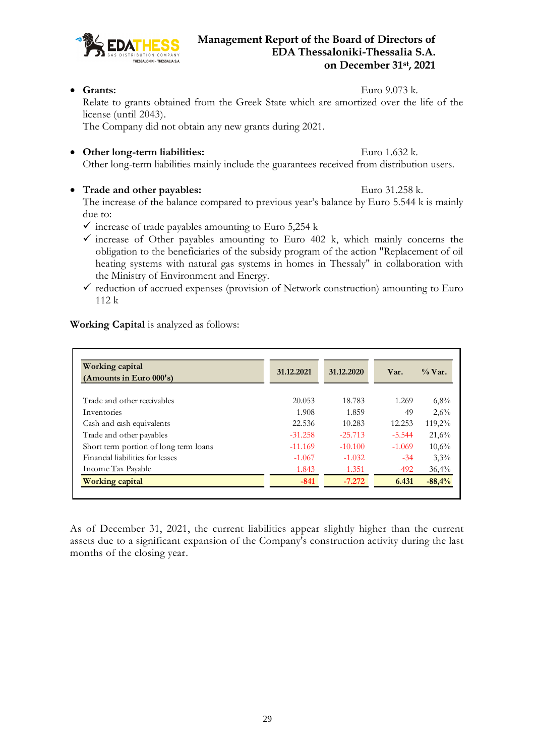- **Grants:** Euro 9.073 k.
  Relate to grants obtained from the Greek State which are amortized over the life of the license (until 2043).
  The Company did not obtain any new grants during 2021.

- **Other long-term liabilities:** Euro 1.632 k.
  Other long-term liabilities mainly include the guarantees received from distribution users.

- **Trade and other payables:** Euro 31.258 k.
  The increase of the balance compared to previous year's balance by Euro 5.544 k is mainly due to:
  - ✓ increase of trade payables amounting to Euro 5,254 k
  - ✓ increase of Other payables amounting to Euro 402 k, which mainly concerns the obligation to the beneficiaries of the subsidy program of the action "Replacement of oil heating systems with natural gas systems in homes in Thessaly" in collaboration with the Ministry of Environment and Energy.
  - ✓ reduction of accrued expenses (provision of Network construction) amounting to Euro 112 k

**Working Capital** is analyzed as follows:

| Working capital (Amounts in Euro 000's) | 31.12.2021 | 31.12.2020 | Var. | % Var. |
|---|---|---|---|---|
| Trade and other receivables | 20.053 | 18.783 | 1.269 | 6,8% |
| Inventories | 1.908 | 1.859 | 49 | 2,6% |
| Cash and cash equivalents | 22.536 | 10.283 | 12.253 | 119,2% |
| Trade and other payables | -31.258 | -25.713 | -5.544 | 21,6% |
| Short term portion of long term loans | -11.169 | -10.100 | -1.069 | 10,6% |
| Financial liabilities for leases | -1.067 | -1.032 | -34 | 3,3% |
| Income Tax Payable | -1.843 | -1.351 | -492 | 36,4% |
| **Working capital** | **-841** | **-7.272** | **6.431** | **-88,4%** |

As of December 31, 2021, the current liabilities appear slightly higher than the current assets due to a significant expansion of the Company's construction activity during the last months of the closing year.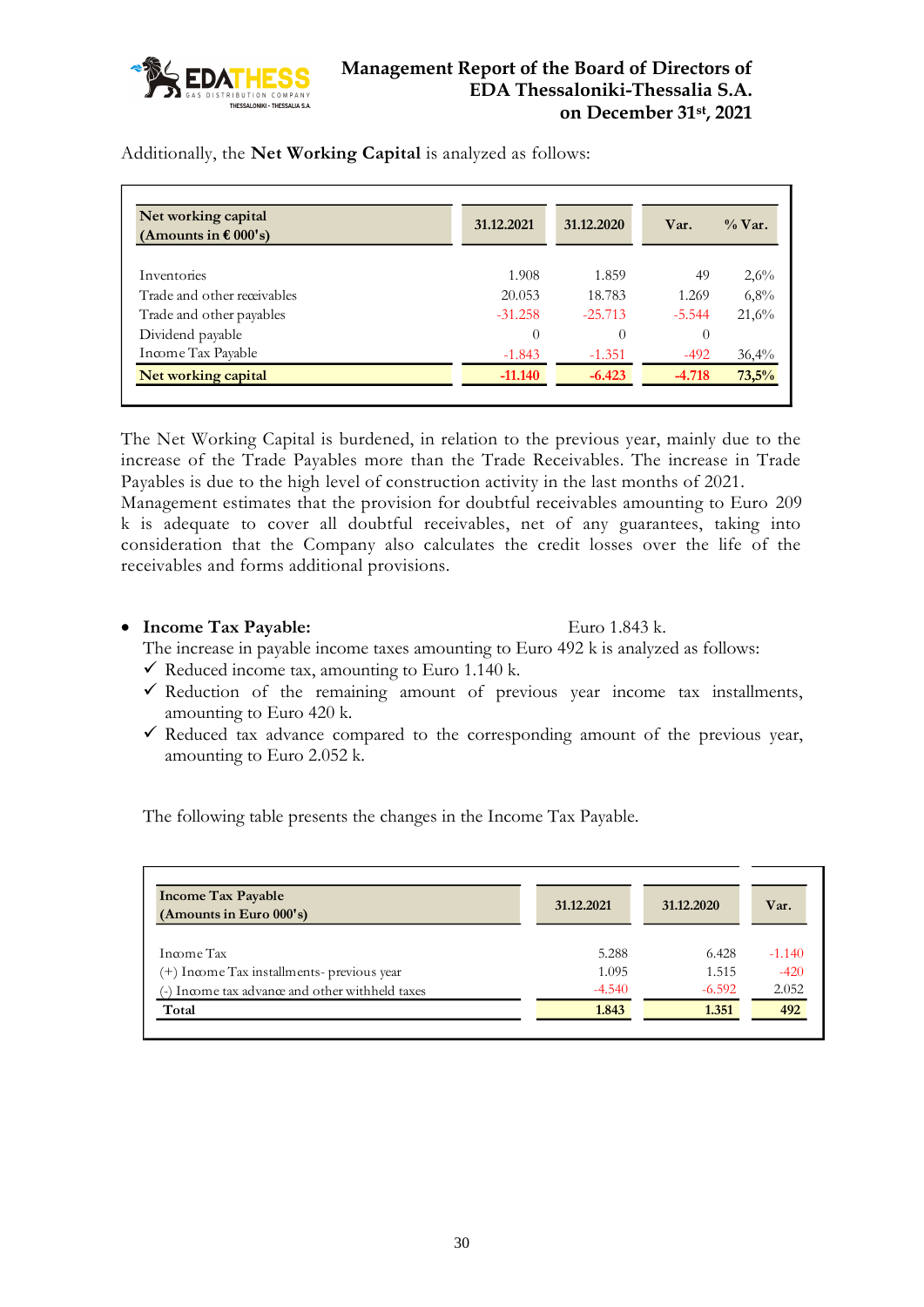Additionally, the **Net Working Capital** is analyzed as follows:

| Net working capital (Amounts in € 000's) | 31.12.2021 | 31.12.2020 | Var. | % Var. |
|---|---|---|---|---|
| Inventories | 1.908 | 1.859 | 49 | 2,6% |
| Trade and other receivables | 20.053 | 18.783 | 1.269 | 6,8% |
| Trade and other payables | -31.258 | -25.713 | -5.544 | 21,6% |
| Dividend payable | 0 | 0 | 0 | |
| Income Tax Payable | -1.843 | -1.351 | -492 | 36,4% |
| **Net working capital** | **-11.140** | **-6.423** | **-4.718** | **73,5%** |

The Net Working Capital is burdened, in relation to the previous year, mainly due to the increase of the Trade Payables more than the Trade Receivables. The increase in Trade Payables is due to the high level of construction activity in the last months of 2021.
Management estimates that the provision for doubtful receivables amounting to Euro 209 k is adequate to cover all doubtful receivables, net of any guarantees, taking into consideration that the Company also calculates the credit losses over the life of the receivables and forms additional provisions.

- **Income Tax Payable:** Euro 1.843 k.
  The increase in payable income taxes amounting to Euro 492 k is analyzed as follows:
  - ✓ Reduced income tax, amounting to Euro 1.140 k.
  - ✓ Reduction of the remaining amount of previous year income tax installments, amounting to Euro 420 k.
  - ✓ Reduced tax advance compared to the corresponding amount of the previous year, amounting to Euro 2.052 k.

The following table presents the changes in the Income Tax Payable.

| Income Tax Payable (Amounts in Euro 000's) | 31.12.2021 | 31.12.2020 | Var. |
|---|---|---|---|
| Income Tax | 5.288 | 6.428 | -1.140 |
| (+) Income Tax installments- previous year | 1.095 | 1.515 | -420 |
| (-) Income tax advance and other withheld taxes | -4.540 | -6.592 | 2.052 |
| **Total** | **1.843** | **1.351** | **492** |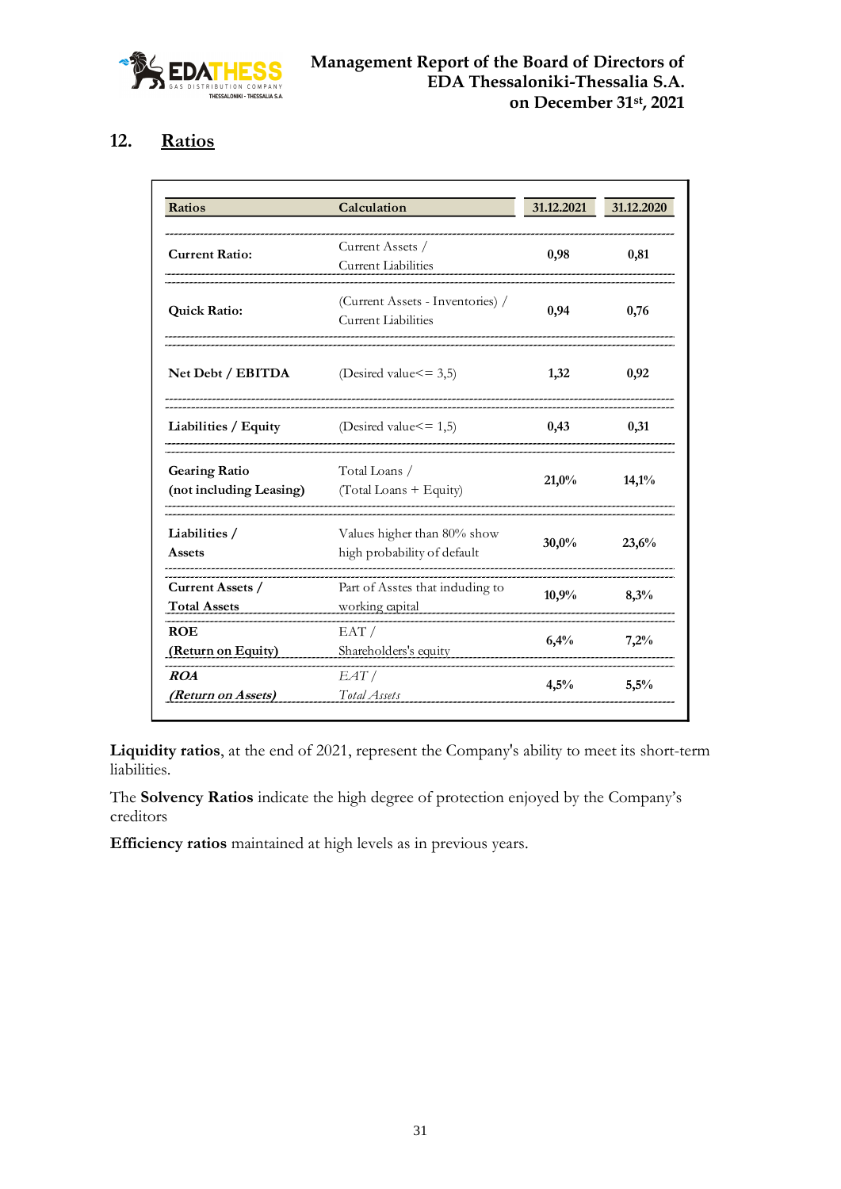## 12. Ratios

| Ratios | Calculation | 31.12.2021 | 31.12.2020 |
|---|---|---|---|
| **Current Ratio:** | Current Assets / Current Liabilities | **0,98** | **0,81** |
| **Quick Ratio:** | (Current Assets - Inventories) / Current Liabilities | **0,94** | **0,76** |
| **Net Debt / EBITDA** | (Desired value<= 3,5) | **1,32** | **0,92** |
| **Liabilities / Equity** | (Desired value<= 1,5) | **0,43** | **0,31** |
| **Gearing Ratio (not including Leasing)** | Total Loans / (Total Loans + Equity) | **21,0%** | **14,1%** |
| **Liabilities / Assets** | Values higher than 80% show high probability of default | **30,0%** | **23,6%** |
| **Current Assets / Total Assets** | Part of Asstes that including to working capital | **10,9%** | **8,3%** |
| **ROE (Return on Equity)** | EAT / Shareholders's equity | **6,4%** | **7,2%** |
| ***ROA (Return on Assets)*** | *EAT / Total Assets* | **4,5%** | **5,5%** |

**Liquidity ratios**, at the end of 2021, represent the Company's ability to meet its short-term liabilities.

The **Solvency Ratios** indicate the high degree of protection enjoyed by the Company's creditors

**Efficiency ratios** maintained at high levels as in previous years.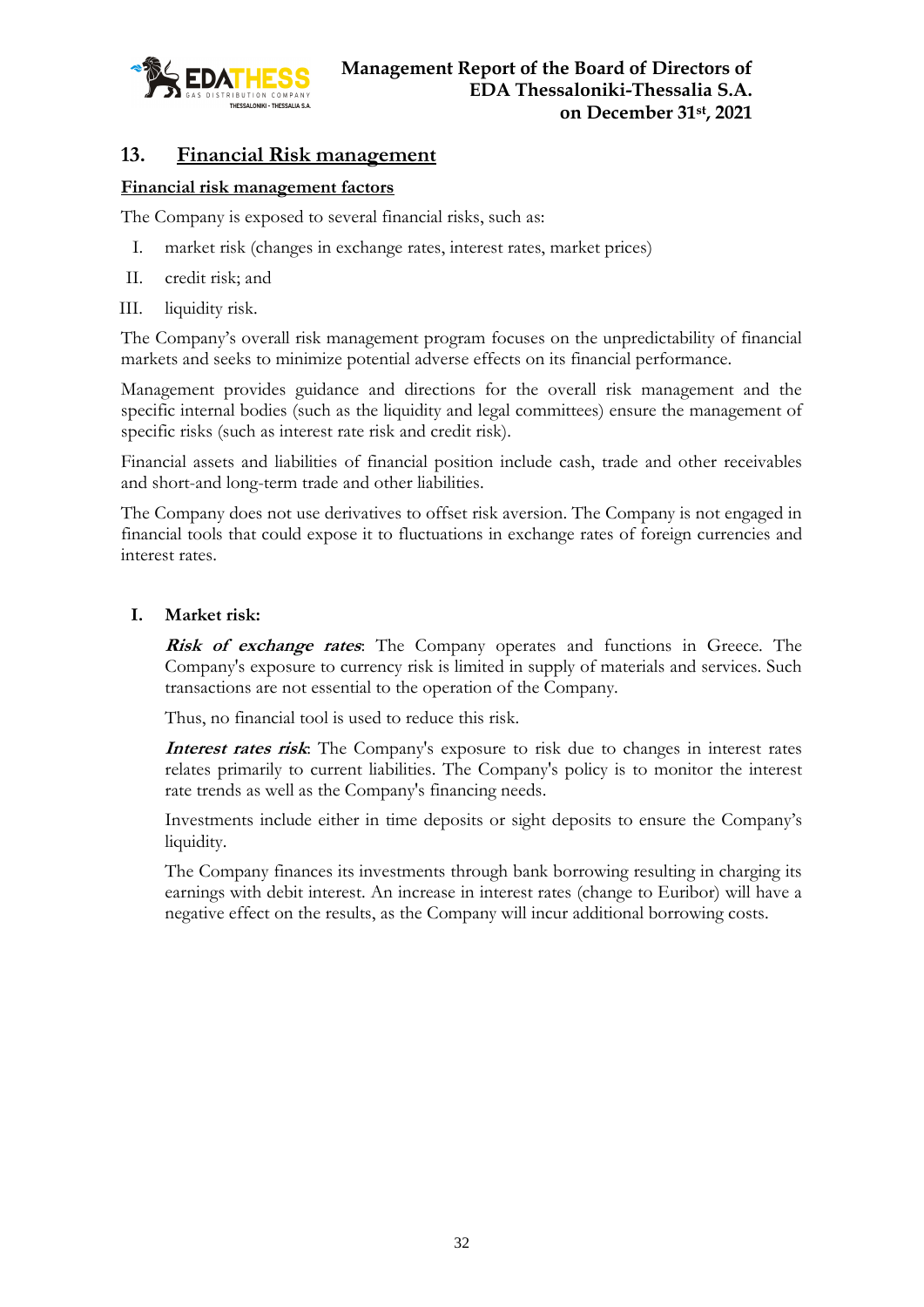## 13. Financial Risk management

**Financial risk management factors**

The Company is exposed to several financial risks, such as:

I. market risk (changes in exchange rates, interest rates, market prices)

II. credit risk; and

III. liquidity risk.

The Company's overall risk management program focuses on the unpredictability of financial markets and seeks to minimize potential adverse effects on its financial performance.

Management provides guidance and directions for the overall risk management and the specific internal bodies (such as the liquidity and legal committees) ensure the management of specific risks (such as interest rate risk and credit risk).

Financial assets and liabilities of financial position include cash, trade and other receivables and short-and long-term trade and other liabilities.

The Company does not use derivatives to offset risk aversion. The Company is not engaged in financial tools that could expose it to fluctuations in exchange rates of foreign currencies and interest rates.

### I. Market risk:

***Risk of exchange rates***: The Company operates and functions in Greece. The Company's exposure to currency risk is limited in supply of materials and services. Such transactions are not essential to the operation of the Company.

Thus, no financial tool is used to reduce this risk.

***Interest rates risk***: The Company's exposure to risk due to changes in interest rates relates primarily to current liabilities. The Company's policy is to monitor the interest rate trends as well as the Company's financing needs.

Investments include either in time deposits or sight deposits to ensure the Company's liquidity.

The Company finances its investments through bank borrowing resulting in charging its earnings with debit interest. An increase in interest rates (change to Euribor) will have a negative effect on the results, as the Company will incur additional borrowing costs.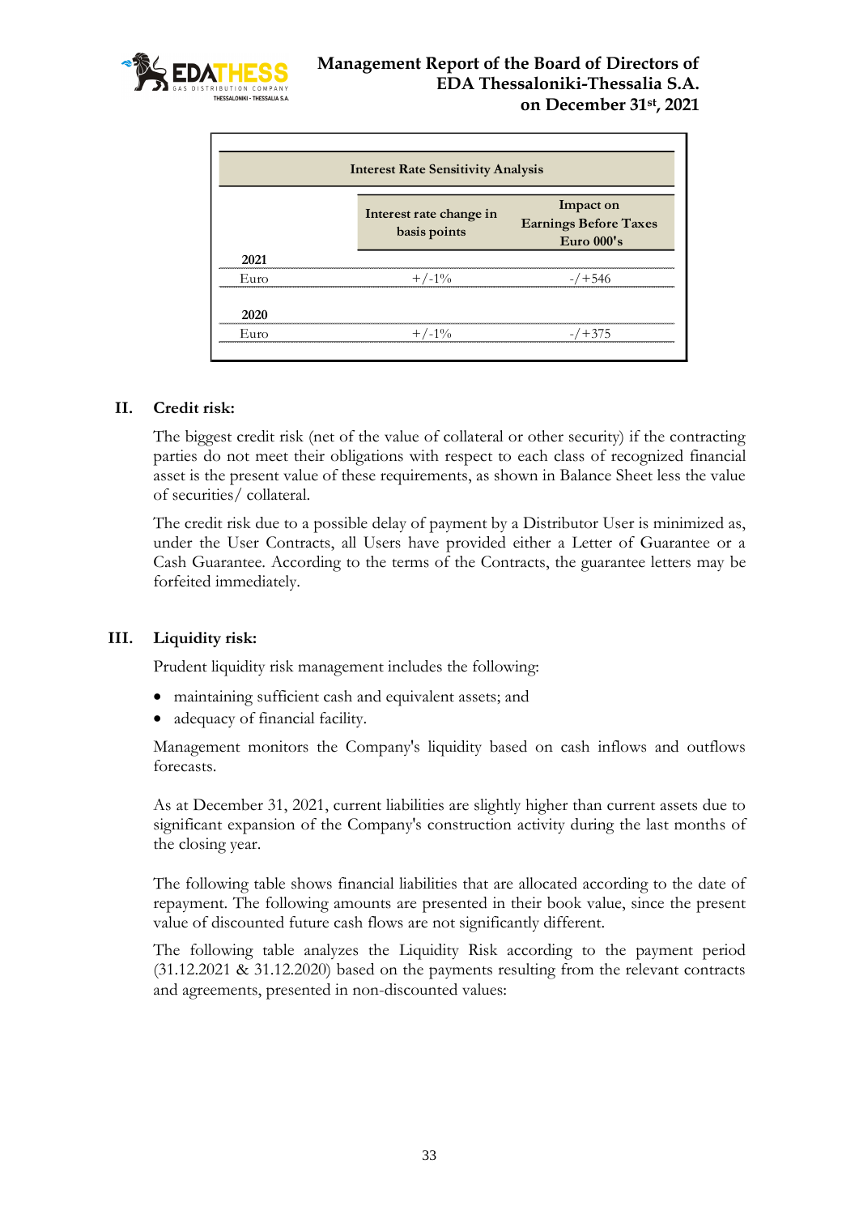| Interest Rate Sensitivity Analysis | | |
|---|---|---|
| | Interest rate change in basis points | Impact on Earnings Before Taxes Euro 000's |
| **2021** | | |
| Euro | +/-1% | -/+546 |
| **2020** | | |
| Euro | +/-1% | -/+375 |

## II. Credit risk:

The biggest credit risk (net of the value of collateral or other security) if the contracting parties do not meet their obligations with respect to each class of recognized financial asset is the present value of these requirements, as shown in Balance Sheet less the value of securities/ collateral.

The credit risk due to a possible delay of payment by a Distributor User is minimized as, under the User Contracts, all Users have provided either a Letter of Guarantee or a Cash Guarantee. According to the terms of the Contracts, the guarantee letters may be forfeited immediately.

## III. Liquidity risk:

Prudent liquidity risk management includes the following:

- maintaining sufficient cash and equivalent assets; and
- adequacy of financial facility.

Management monitors the Company's liquidity based on cash inflows and outflows forecasts.

As at December 31, 2021, current liabilities are slightly higher than current assets due to significant expansion of the Company's construction activity during the last months of the closing year.

The following table shows financial liabilities that are allocated according to the date of repayment. The following amounts are presented in their book value, since the present value of discounted future cash flows are not significantly different.

The following table analyzes the Liquidity Risk according to the payment period (31.12.2021 & 31.12.2020) based on the payments resulting from the relevant contracts and agreements, presented in non-discounted values: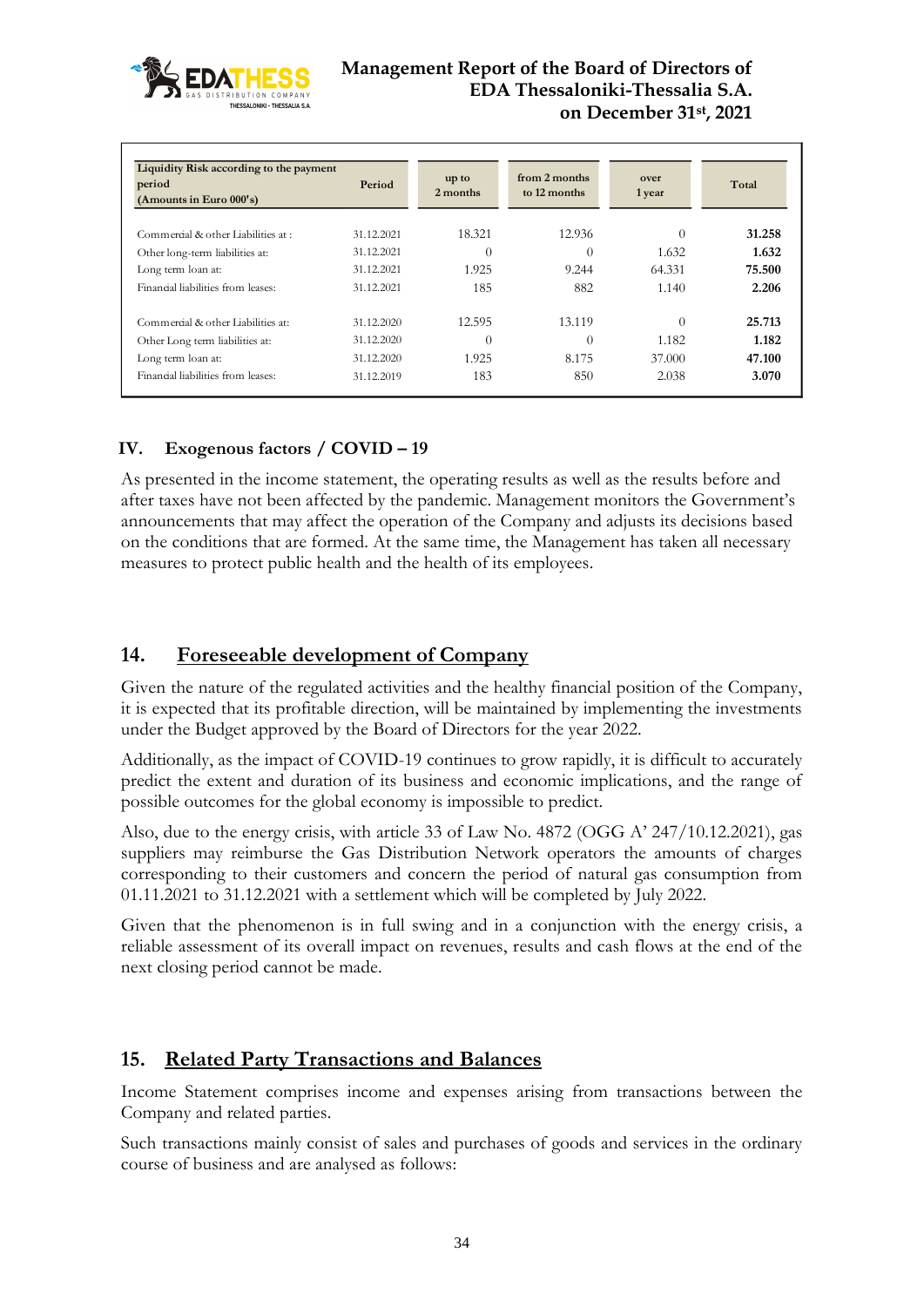| Liquidity Risk according to the payment period (Amounts in Euro 000's) | Period | up to 2 months | from 2 months to 12 months | over 1 year | Total |
|---|---|---|---|---|---|
| Commercial & other Liabilities at : | 31.12.2021 | 18.321 | 12.936 | 0 | **31.258** |
| Other long-term liabilities at: | 31.12.2021 | 0 | 0 | 1.632 | **1.632** |
| Long term loan at: | 31.12.2021 | 1.925 | 9.244 | 64.331 | **75.500** |
| Financial liabilities from leases: | 31.12.2021 | 185 | 882 | 1.140 | **2.206** |
| Commercial & other Liabilities at: | 31.12.2020 | 12.595 | 13.119 | 0 | **25.713** |
| Other Long term liabilities at: | 31.12.2020 | 0 | 0 | 1.182 | **1.182** |
| Long term loan at: | 31.12.2020 | 1.925 | 8.175 | 37.000 | **47.100** |
| Financial liabilities from leases: | 31.12.2019 | 183 | 850 | 2.038 | **3.070** |

### IV. Exogenous factors / COVID – 19

As presented in the income statement, the operating results as well as the results before and after taxes have not been affected by the pandemic. Management monitors the Government's announcements that may affect the operation of the Company and adjusts its decisions based on the conditions that are formed. At the same time, the Management has taken all necessary measures to protect public health and the health of its employees.

## 14. Foreseeable development of Company

Given the nature of the regulated activities and the healthy financial position of the Company, it is expected that its profitable direction, will be maintained by implementing the investments under the Budget approved by the Board of Directors for the year 2022.

Additionally, as the impact of COVID-19 continues to grow rapidly, it is difficult to accurately predict the extent and duration of its business and economic implications, and the range of possible outcomes for the global economy is impossible to predict.

Also, due to the energy crisis, with article 33 of Law No. 4872 (OGG A' 247/10.12.2021), gas suppliers may reimburse the Gas Distribution Network operators the amounts of charges corresponding to their customers and concern the period of natural gas consumption from 01.11.2021 to 31.12.2021 with a settlement which will be completed by July 2022.

Given that the phenomenon is in full swing and in a conjunction with the energy crisis, a reliable assessment of its overall impact on revenues, results and cash flows at the end of the next closing period cannot be made.

## 15. Related Party Transactions and Balances

Income Statement comprises income and expenses arising from transactions between the Company and related parties.

Such transactions mainly consist of sales and purchases of goods and services in the ordinary course of business and are analysed as follows: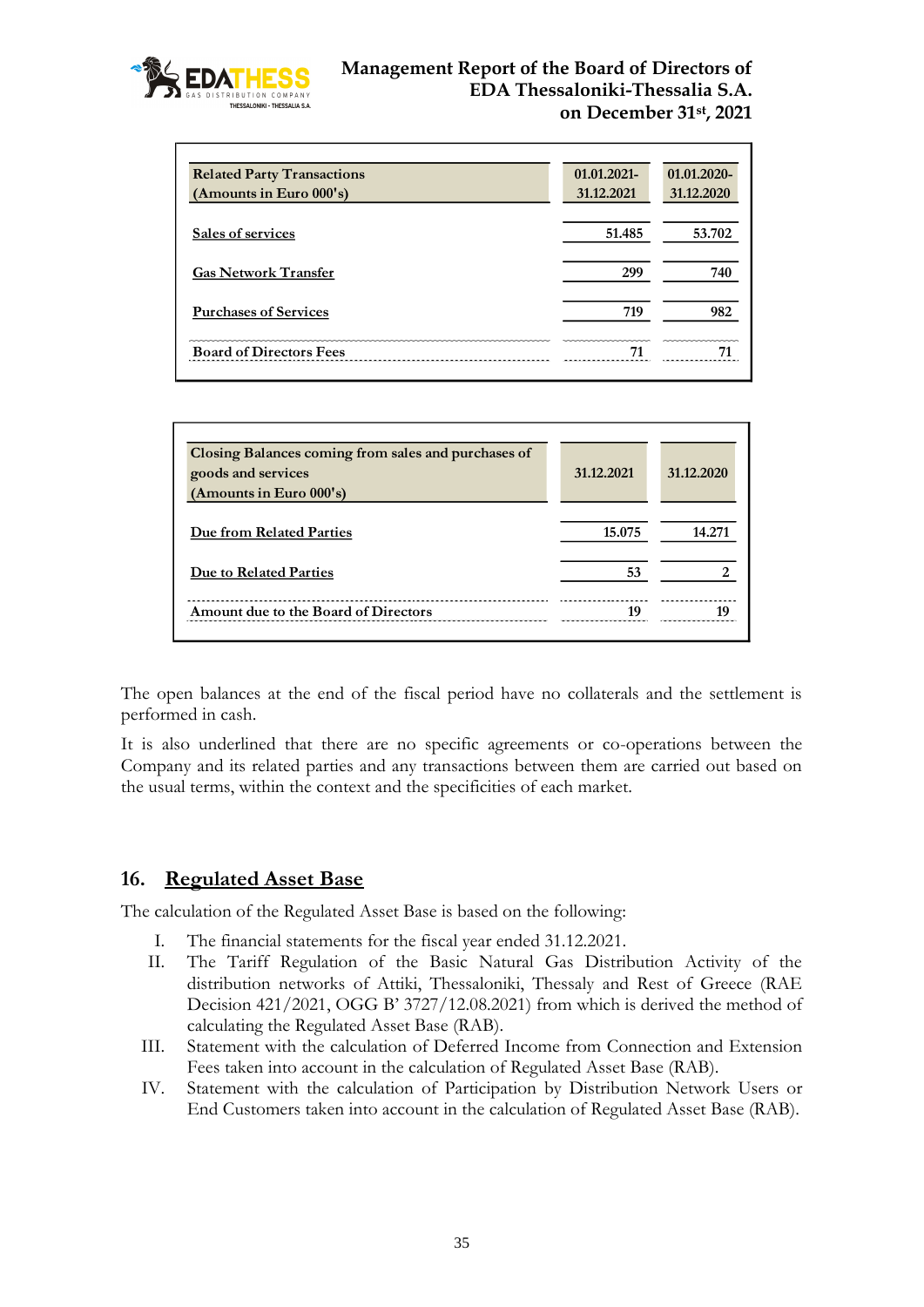| Related Party Transactions (Amounts in Euro 000's) | 01.01.2021-31.12.2021 | 01.01.2020-31.12.2020 |
|---|---|---|
| Sales of services | 51.485 | 53.702 |
| Gas Network Transfer | 299 | 740 |
| Purchases of Services | 719 | 982 |
| Board of Directors Fees | 71 | 71 |

| Closing Balances coming from sales and purchases of goods and services (Amounts in Euro 000's) | 31.12.2021 | 31.12.2020 |
|---|---|---|
| Due from Related Parties | 15.075 | 14.271 |
| Due to Related Parties | 53 | 2 |
| Amount due to the Board of Directors | 19 | 19 |

The open balances at the end of the fiscal period have no collaterals and the settlement is performed in cash.

It is also underlined that there are no specific agreements or co-operations between the Company and its related parties and any transactions between them are carried out based on the usual terms, within the context and the specificities of each market.

## 16. Regulated Asset Base

The calculation of the Regulated Asset Base is based on the following:

I. The financial statements for the fiscal year ended 31.12.2021.

II. The Tariff Regulation of the Basic Natural Gas Distribution Activity of the distribution networks of Attiki, Thessaloniki, Thessaly and Rest of Greece (RAE Decision 421/2021, OGG B' 3727/12.08.2021) from which is derived the method of calculating the Regulated Asset Base (RAB).

III. Statement with the calculation of Deferred Income from Connection and Extension Fees taken into account in the calculation of Regulated Asset Base (RAB).

IV. Statement with the calculation of Participation by Distribution Network Users or End Customers taken into account in the calculation of Regulated Asset Base (RAB).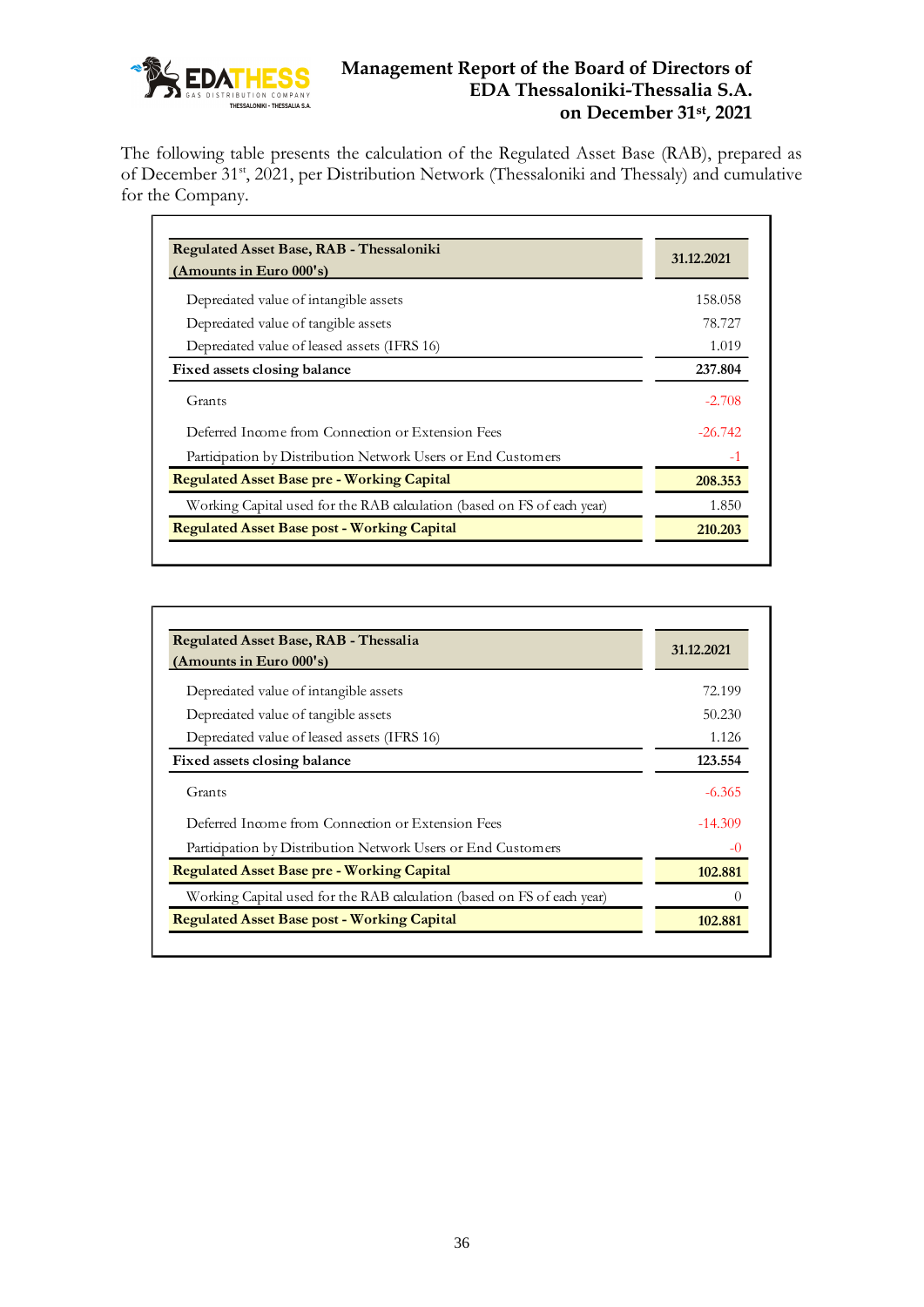The following table presents the calculation of the Regulated Asset Base (RAB), prepared as of December 31st, 2021, per Distribution Network (Thessaloniki and Thessaly) and cumulative for the Company.

| **Regulated Asset Base, RAB - Thessaloniki (Amounts in Euro 000's)** | **31.12.2021** |
|---|---|
| Depreciated value of intangible assets | 158.058 |
| Depreciated value of tangible assets | 78.727 |
| Depreciated value of leased assets (IFRS 16) | 1.019 |
| **Fixed assets closing balance** | **237.804** |
| Grants | -2.708 |
| Deferred Income from Connection or Extension Fees | -26.742 |
| Participation by Distribution Network Users or End Customers | -1 |
| **Regulated Asset Base pre - Working Capital** | **208.353** |
| Working Capital used for the RAB calculation (based on FS of each year) | 1.850 |
| **Regulated Asset Base post - Working Capital** | **210.203** |

| **Regulated Asset Base, RAB - Thessalia (Amounts in Euro 000's)** | **31.12.2021** |
|---|---|
| Depreciated value of intangible assets | 72.199 |
| Depreciated value of tangible assets | 50.230 |
| Depreciated value of leased assets (IFRS 16) | 1.126 |
| **Fixed assets closing balance** | **123.554** |
| Grants | -6.365 |
| Deferred Income from Connection or Extension Fees | -14.309 |
| Participation by Distribution Network Users or End Customers | -0 |
| **Regulated Asset Base pre - Working Capital** | **102.881** |
| Working Capital used for the RAB calculation (based on FS of each year) | 0 |
| **Regulated Asset Base post - Working Capital** | **102.881** |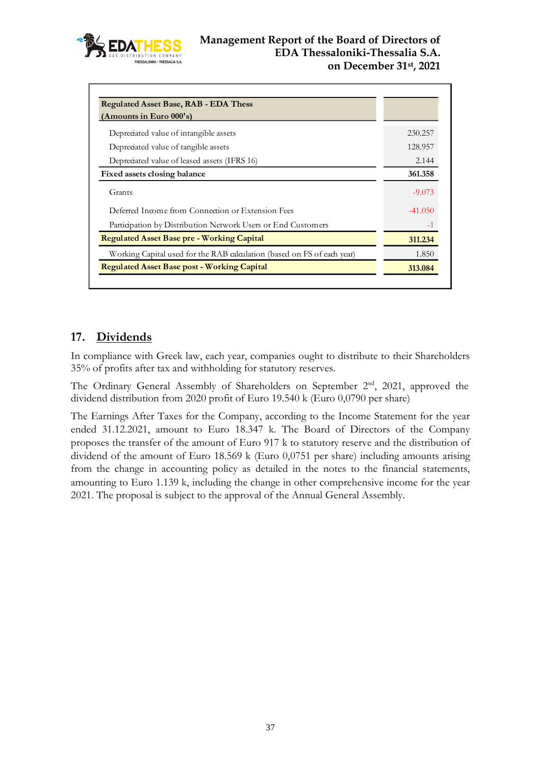| Regulated Asset Base, RAB - EDA Thess (Amounts in Euro 000's) | |
|---|---|
| Depreciated value of intangible assets | 230.257 |
| Depreciated value of tangible assets | 128.957 |
| Depreciated value of leased assets (IFRS 16) | 2.144 |
| **Fixed assets closing balance** | **361.358** |
| Grants | -9.073 |
| Deferred Income from Connection or Extension Fees | -41.050 |
| Participation by Distribution Network Users or End Customers | -1 |
| **Regulated Asset Base pre - Working Capital** | **311.234** |
| Working Capital used for the RAB calculation (based on FS of each year) | 1.850 |
| **Regulated Asset Base post - Working Capital** | **313.084** |

## 17. Dividends

In compliance with Greek law, each year, companies ought to distribute to their Shareholders 35% of profits after tax and withholding for statutory reserves.

The Ordinary General Assembly of Shareholders on September 2nd, 2021, approved the dividend distribution from 2020 profit of Euro 19.540 k (Euro 0,0790 per share)

The Earnings After Taxes for the Company, according to the Income Statement for the year ended 31.12.2021, amount to Euro 18.347 k. The Board of Directors of the Company proposes the transfer of the amount of Euro 917 k to statutory reserve and the distribution of dividend of the amount of Euro 18.569 k (Euro 0,0751 per share) including amounts arising from the change in accounting policy as detailed in the notes to the financial statements, amounting to Euro 1.139 k, including the change in other comprehensive income for the year 2021. The proposal is subject to the approval of the Annual General Assembly.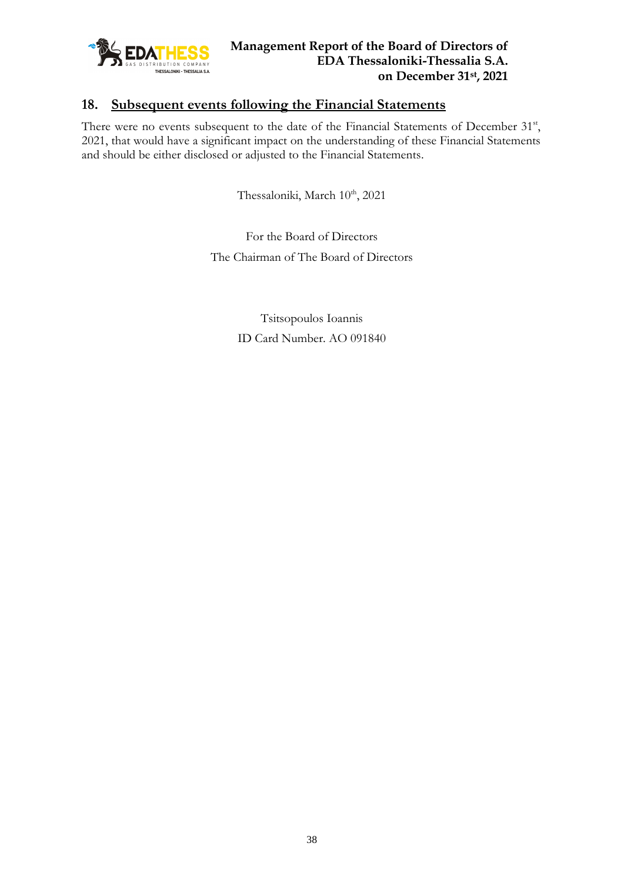## 18. Subsequent events following the Financial Statements

There were no events subsequent to the date of the Financial Statements of December 31st, 2021, that would have a significant impact on the understanding of these Financial Statements and should be either disclosed or adjusted to the Financial Statements.

Thessaloniki, March 10th, 2021

For the Board of Directors

The Chairman of The Board of Directors

Tsitsopoulos Ioannis

ID Card Number. AO 091840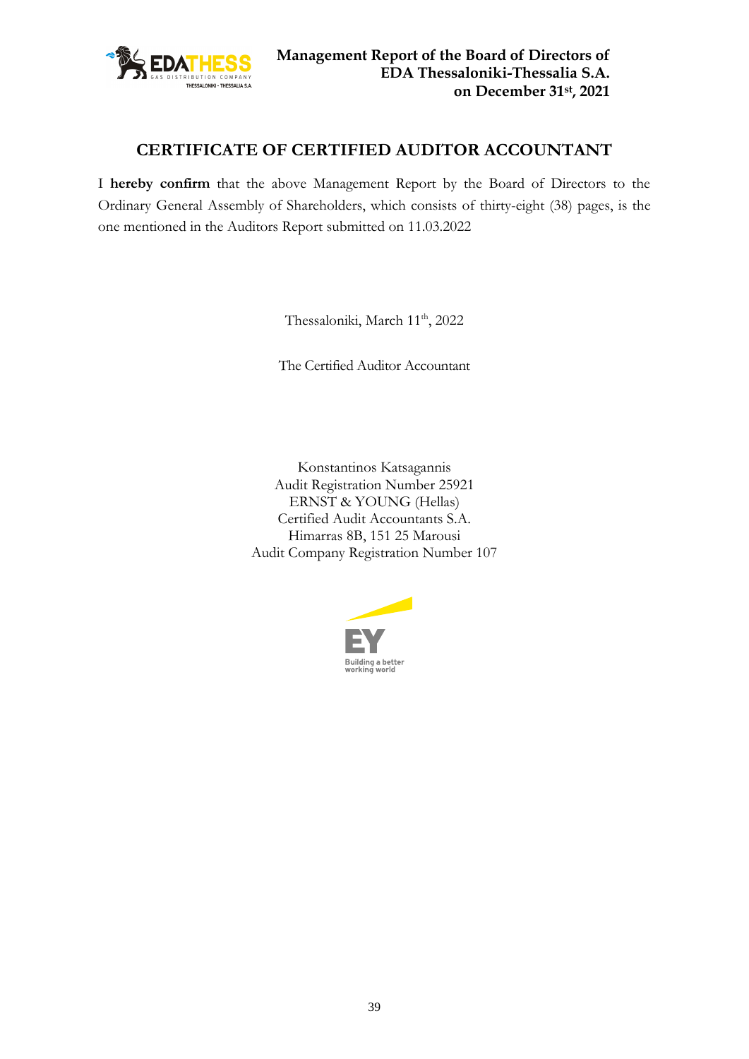## CERTIFICATE OF CERTIFIED AUDITOR ACCOUNTANT

I **hereby confirm** that the above Management Report by the Board of Directors to the Ordinary General Assembly of Shareholders, which consists of thirty-eight (38) pages, is the one mentioned in the Auditors Report submitted on 11.03.2022

Thessaloniki, March 11th, 2022

The Certified Auditor Accountant

Konstantinos Katsagannis
Audit Registration Number 25921
ERNST & YOUNG (Hellas)
Certified Audit Accountants S.A.
Himarras 8B, 151 25 Marousi
Audit Company Registration Number 107

EY
Building a better working world